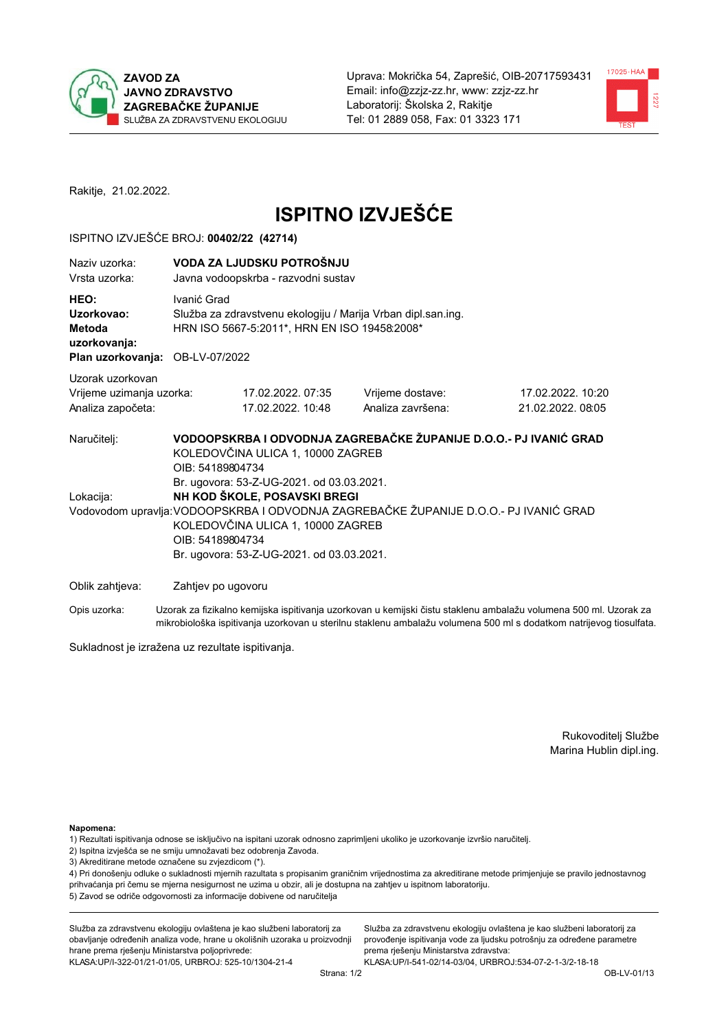**ZAVOD ZA JAVNO ZDRAVSTVO ZAGREBAČKE ŽUPANIJE**
SLUŽBA ZA ZDRAVSTVENU EKOLOGIJU

Uprava: Mokrička 54, Zaprešić, OIB-20717593431
Email: info@zzjz-zz.hr, www: zzjz-zz.hr
Laboratorij: Školska 2, Rakitje
Tel: 01 2889 058, Fax: 01 3323 171

Rakitje, 21.02.2022.

# ISPITNO IZVJEŠĆE

ISPITNO IZVJEŠĆE BROJ: **00402/22 (42714)**

| | |
|---|---|
| Naziv uzorka: | **VODA ZA LJUDSKU POTROŠNJU** |
| Vrsta uzorka: | Javna vodoopskrba - razvodni sustav |
| **HEO:** | Ivanić Grad |
| **Uzorkovao:** | Služba za zdravstvenu ekologiju / Marija Vrban dipl.san.ing. |
| **Metoda uzorkovanja:** | HRN ISO 5667-5:2011*, HRN EN ISO 19458:2008* |
| **Plan uzorkovanja:** | OB-LV-07/2022 |

Uzorak uzorkovan

| | | | |
|---|---|---|---|
| Vrijeme uzimanja uzorka: | 17.02.2022. 07:35 | Vrijeme dostave: | 17.02.2022. 10:20 |
| Analiza započeta: | 17.02.2022. 10:48 | Analiza završena: | 21.02.2022. 08:05 |

Naručitelj: **VODOOPSKRBA I ODVODNJA ZAGREBAČKE ŽUPANIJE D.O.O.- PJ IVANIĆ GRAD**
KOLEDOVČINA ULICA 1, 10000 ZAGREB
OIB: 54189804734
Br. ugovora: 53-Z-UG-2021. od 03.03.2021.

Lokacija: **NH KOD ŠKOLE, POSAVSKI BREGI**

Vodovodom upravlja: VODOOPSKRBA I ODVODNJA ZAGREBAČKE ŽUPANIJE D.O.O.- PJ IVANIĆ GRAD
KOLEDOVČINA ULICA 1, 10000 ZAGREB
OIB: 54189804734
Br. ugovora: 53-Z-UG-2021. od 03.03.2021.

Oblik zahtjeva: Zahtjev po ugovoru

Opis uzorka: Uzorak za fizikalno kemijska ispitivanja uzorkovan u kemijski čistu staklenu ambalažu volumena 500 ml. Uzorak za mikrobiološka ispitivanja uzorkovan u sterilnu staklenu ambalažu volumena 500 ml s dodatkom natrijevog tiosulfata.

Sukladnost je izražena uz rezultate ispitivanja.

Rukovoditelj Službe
Marina Hublin dipl.ing.

**Napomena:**
1) Rezultati ispitivanja odnose se isključivo na ispitani uzorak odnosno zaprimljeni ukoliko je uzorkovanje izvršio naručitelj.
2) Ispitna izvješća se ne smiju umnožavati bez odobrenja Zavoda.
3) Akreditirane metode označene su zvjezdicom (*).
4) Pri donošenju odluke o sukladnosti mjernih rezultata s propisanim graničnim vrijednostima za akreditirane metode primjenjuje se pravilo jednostavnog prihvaćanja pri čemu se mjerna nesigurnost ne uzima u obzir, ali je dostupna na zahtjev u ispitnom laboratoriju.
5) Zavod se odriče odgovornosti za informacije dobivene od naručitelja

Služba za zdravstvenu ekologiju ovlaštena je kao službeni laboratorij za obavljanje određenih analiza vode, hrane u okolišnih uzoraka u proizvodnji hrane prema rješenju Ministarstva poljoprivrede:
KLASA:UP/I-322-01/21-01/05, URBROJ: 525-10/1304-21-4

Služba za zdravstvenu ekologiju ovlaštena je kao službeni laboratorij za provođenje ispitivanja vode za ljudsku potrošnju za određene parametre prema rješenju Ministarstva zdravstva:
KLASA:UP/I-541-02/14-03/04, URBROJ:534-07-2-1-3/2-18-18

OB-LV-01/13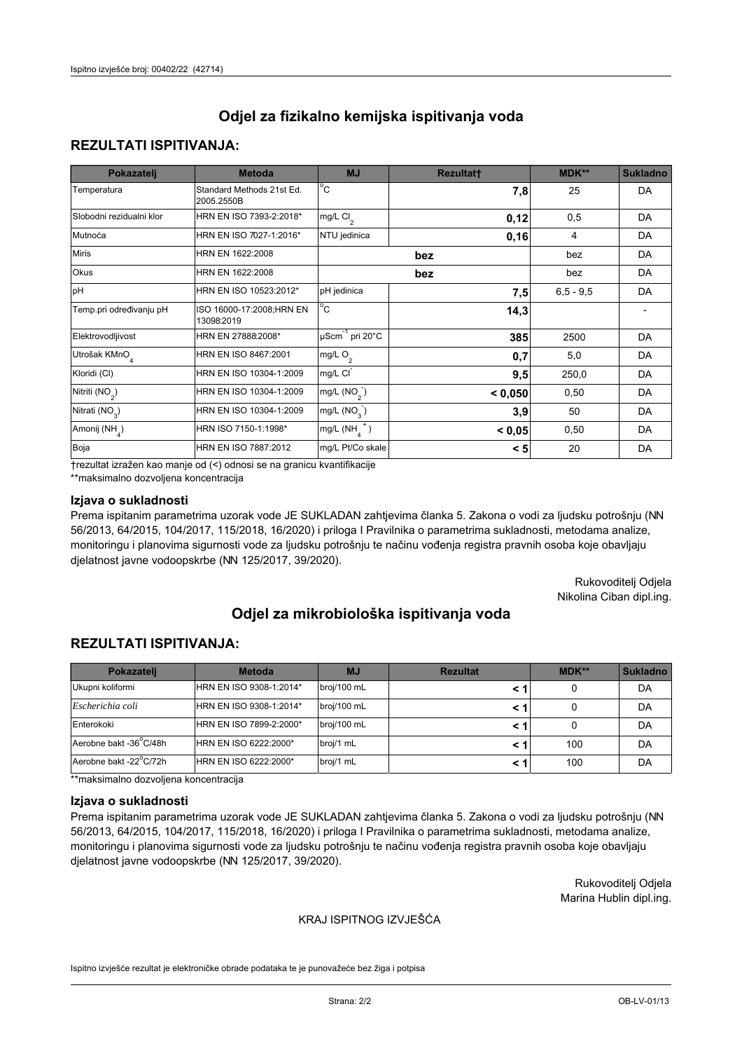# Odjel za fizikalno kemijska ispitivanja voda

## REZULTATI ISPITIVANJA:

| Pokazatelj | Metoda | MJ | Rezultat† | MDK** | Sukladno |
|---|---|---|---|---|---|
| Temperatura | Standard Methods 21st Ed. 2005.2550B | °C | **7,8** | 25 | DA |
| Slobodni rezidualni klor | HRN EN ISO 7393-2:2018* | mg/L $Cl_2$ | **0,12** | 0,5 | DA |
| Mutnoća | HRN EN ISO 7027-1:2016* | NTU jedinica | **0,16** | 4 | DA |
| Miris | HRN EN 1622:2008 | | **bez** | bez | DA |
| Okus | HRN EN 1622:2008 | | **bez** | bez | DA |
| pH | HRN EN ISO 10523:2012* | pH jedinica | **7,5** | 6,5 - 9,5 | DA |
| Temp.pri određivanju pH | ISO 16000-17:2008;HRN EN 13098:2019 | °C | **14,3** | | - |
| Elektrovodljivost | HRN EN 27888:2008* | $\mu Scm^{-1}$ pri 20°C | **385** | 2500 | DA |
| Utrošak $KMnO_4$ | HRN EN ISO 8467:2001 | mg/L $O_2$ | **0,7** | 5,0 | DA |
| Kloridi (Cl) | HRN EN ISO 10304-1:2009 | mg/L $Cl^-$ | **9,5** | 250,0 | DA |
| Nitriti ($NO_2$) | HRN EN ISO 10304-1:2009 | mg/L ($NO_2^-$) | **< 0,050** | 0,50 | DA |
| Nitrati ($NO_3$) | HRN EN ISO 10304-1:2009 | mg/L ($NO_3^-$) | **3,9** | 50 | DA |
| Amonij ($NH_4$) | HRN ISO 7150-1:1998* | mg/L ($NH_4^+$) | **< 0,05** | 0,50 | DA |
| Boja | HRN EN ISO 7887:2012 | mg/L Pt/Co skale | **< 5** | 20 | DA |

†rezultat izražen kao manje od (<) odnosi se na granicu kvantifikacije

**maksimalno dozvoljena koncentracija

### Izjava o sukladnosti

Prema ispitanim parametrima uzorak vode JE SUKLADAN zahtjevima članka 5. Zakona o vodi za ljudsku potrošnju (NN 56/2013, 64/2015, 104/2017, 115/2018, 16/2020) i priloga I Pravilnika o parametrima sukladnosti, metodama analize, monitoringu i planovima sigurnosti vode za ljudsku potrošnju te načinu vođenja registra pravnih osoba koje obavljaju djelatnost javne vodoopskrbe (NN 125/2017, 39/2020).

Rukovoditelj Odjela
Nikolina Ciban dipl.ing.

# Odjel za mikrobiološka ispitivanja voda

## REZULTATI ISPITIVANJA:

| Pokazatelj | Metoda | MJ | Rezultat | MDK** | Sukladno |
|---|---|---|---|---|---|
| Ukupni koliformi | HRN EN ISO 9308-1:2014* | broj/100 mL | **< 1** | 0 | DA |
| *Escherichia coli* | HRN EN ISO 9308-1:2014* | broj/100 mL | **< 1** | 0 | DA |
| Enterokoki | HRN EN ISO 7899-2:2000* | broj/100 mL | **< 1** | 0 | DA |
| Aerobne bakt -36°C/48h | HRN EN ISO 6222:2000* | broj/1 mL | **< 1** | 100 | DA |
| Aerobne bakt -22°C/72h | HRN EN ISO 6222:2000* | broj/1 mL | **< 1** | 100 | DA |

**maksimalno dozvoljena koncentracija

### Izjava o sukladnosti

Prema ispitanim parametrima uzorak vode JE SUKLADAN zahtjevima članka 5. Zakona o vodi za ljudsku potrošnju (NN 56/2013, 64/2015, 104/2017, 115/2018, 16/2020) i priloga I Pravilnika o parametrima sukladnosti, metodama analize, monitoringu i planovima sigurnosti vode za ljudsku potrošnju te načinu vođenja registra pravnih osoba koje obavljaju djelatnost javne vodoopskrbe (NN 125/2017, 39/2020).

Rukovoditelj Odjela
Marina Hublin dipl.ing.

KRAJ ISPITNOG IZVJEŠĆA

Ispitno izvješće rezultat je elektroničke obrade podataka te je punovažeće bez žiga i potpisa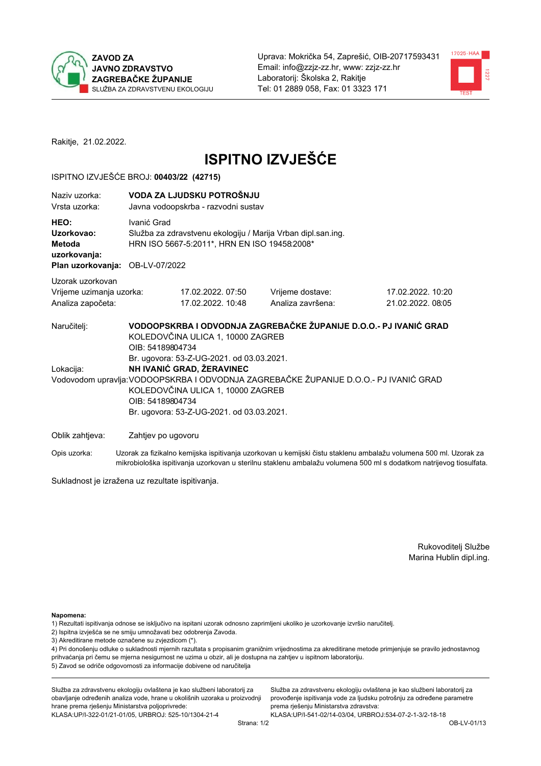**ZAVOD ZA JAVNO ZDRAVSTVO ZAGREBAČKE ŽUPANIJE**
SLUŽBA ZA ZDRAVSTVENU EKOLOGIJU

Uprava: Mokrička 54, Zaprešić, OIB-20717593431
Email: info@zzjz-zz.hr, www: zzjz-zz.hr
Laboratorij: Školska 2, Rakitje
Tel: 01 2889 058, Fax: 01 3323 171

Rakitje, 21.02.2022.

# ISPITNO IZVJEŠĆE

ISPITNO IZVJEŠĆE BROJ: **00403/22 (42715)**

| | |
|---|---|
| Naziv uzorka: | **VODA ZA LJUDSKU POTROŠNJU** |
| Vrsta uzorka: | Javna vodoopskrba - razvodni sustav |
| **HEO:** | Ivanić Grad |
| **Uzorkovao:** | Služba za zdravstvenu ekologiju / Marija Vrban dipl.san.ing. |
| **Metoda uzorkovanja:** | HRN ISO 5667-5:2011*, HRN EN ISO 19458:2008* |
| **Plan uzorkovanja:** | OB-LV-07/2022 |

Uzorak uzorkovan

| | | | |
|---|---|---|---|
| Vrijeme uzimanja uzorka: | 17.02.2022. 07:50 | Vrijeme dostave: | 17.02.2022. 10:20 |
| Analiza započeta: | 17.02.2022. 10:48 | Analiza završena: | 21.02.2022. 08:05 |

Naručitelj: **VODOOPSKRBA I ODVODNJA ZAGREBAČKE ŽUPANIJE D.O.O.- PJ IVANIĆ GRAD**
KOLEDOVČINA ULICA 1, 10000 ZAGREB
OIB: 54189804734
Br. ugovora: 53-Z-UG-2021. od 03.03.2021.

Lokacija: **NH IVANIĆ GRAD, ŽERAVINEC**

Vodovodom upravlja: VODOOPSKRBA I ODVODNJA ZAGREBAČKE ŽUPANIJE D.O.O.- PJ IVANIĆ GRAD
KOLEDOVČINA ULICA 1, 10000 ZAGREB
OIB: 54189804734
Br. ugovora: 53-Z-UG-2021. od 03.03.2021.

Oblik zahtjeva: Zahtjev po ugovoru

Opis uzorka: Uzorak za fizikalno kemijska ispitivanja uzorkovan u kemijski čistu staklenu ambalažu volumena 500 ml. Uzorak za mikrobiološka ispitivanja uzorkovan u sterilnu staklenu ambalažu volumena 500 ml s dodatkom natrijevog tiosulfata.

Sukladnost je izražena uz rezultate ispitivanja.

Rukovoditelj Službe
Marina Hublin dipl.ing.

**Napomena:**
1) Rezultati ispitivanja odnose se isključivo na ispitani uzorak odnosno zaprimljeni ukoliko je uzorkovanje izvršio naručitelj.
2) Ispitna izvješća se ne smiju umnožavati bez odobrenja Zavoda.
3) Akreditirane metode označene su zvjezdicom (*).
4) Pri donošenju odluke o sukladnosti mjernih rezultata s propisanim graničnim vrijednostima za akreditirane metode primjenjuje se pravilo jednostavnog prihvaćanja pri čemu se mjerna nesigurnost ne uzima u obzir, ali je dostupna na zahtjev u ispitnom laboratoriju.
5) Zavod se odriče odgovornosti za informacije dobivene od naručitelja

Služba za zdravstvenu ekologiju ovlaštena je kao službeni laboratorij za obavljanje određenih analiza vode, hrane u okolišnih uzoraka u proizvodnji hrane prema rješenju Ministarstva poljoprivrede:
KLASA:UP/I-322-01/21-01/05, URBROJ: 525-10/1304-21-4

Služba za zdravstvenu ekologiju ovlaštena je kao službeni laboratorij za provođenje ispitivanja vode za ljudsku potrošnju za određene parametre prema rješenju Ministarstva zdravstva:
KLASA:UP/I-541-02/14-03/04, URBROJ:534-07-2-1-3/2-18-18

OB-LV-01/13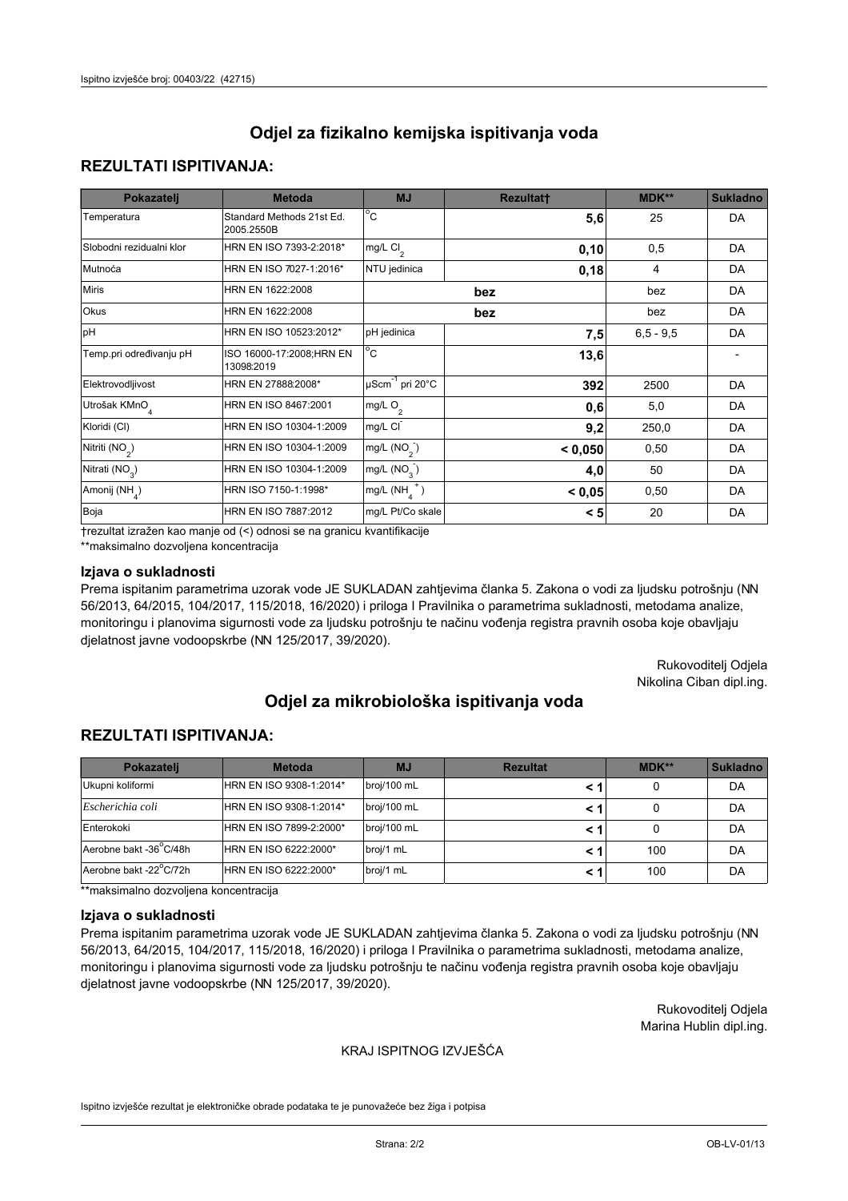# Odjel za fizikalno kemijska ispitivanja voda

## REZULTATI ISPITIVANJA:

| Pokazatelj | Metoda | MJ | Rezultat† | MDK** | Sukladno |
|---|---|---|---|---|---|
| Temperatura | Standard Methods 21st Ed. 2005.2550B | °C | 5,6 | 25 | DA |
| Slobodni rezidualni klor | HRN EN ISO 7393-2:2018* | mg/L $Cl_2$ | 0,10 | 0,5 | DA |
| Mutnoća | HRN EN ISO 7027-1:2016* | NTU jedinica | 0,18 | 4 | DA |
| Miris | HRN EN 1622:2008 | bez | | bez | DA |
| Okus | HRN EN 1622:2008 | bez | | bez | DA |
| pH | HRN EN ISO 10523:2012* | pH jedinica | 7,5 | 6,5 - 9,5 | DA |
| Temp.pri određivanju pH | ISO 16000-17:2008;HRN EN 13098:2019 | °C | 13,6 | | - |
| Elektrovodljivost | HRN EN 27888:2008* | $\mu Scm^{-1}$ pri 20°C | 392 | 2500 | DA |
| Utrošak $KMnO_4$ | HRN EN ISO 8467:2001 | mg/L $O_2$ | 0,6 | 5,0 | DA |
| Kloridi (Cl) | HRN EN ISO 10304-1:2009 | mg/L $Cl^-$ | 9,2 | 250,0 | DA |
| Nitriti ($NO_2$) | HRN EN ISO 10304-1:2009 | mg/L ($NO_2^-$) | < 0,050 | 0,50 | DA |
| Nitrati ($NO_3$) | HRN EN ISO 10304-1:2009 | mg/L ($NO_3^-$) | 4,0 | 50 | DA |
| Amonij ($NH_4$) | HRN ISO 7150-1:1998* | mg/L ($NH_4^+$) | < 0,05 | 0,50 | DA |
| Boja | HRN EN ISO 7887:2012 | mg/L Pt/Co skale | < 5 | 20 | DA |

†rezultat izražen kao manje od (<) odnosi se na granicu kvantifikacije

**maksimalno dozvoljena koncentracija

### Izjava o sukladnosti

Prema ispitanim parametrima uzorak vode JE SUKLADAN zahtjevima članka 5. Zakona o vodi za ljudsku potrošnju (NN 56/2013, 64/2015, 104/2017, 115/2018, 16/2020) i priloga I Pravilnika o parametrima sukladnosti, metodama analize, monitoringu i planovima sigurnosti vode za ljudsku potrošnju te načinu vođenja registra pravnih osoba koje obavljaju djelatnost javne vodoopskrbe (NN 125/2017, 39/2020).

Rukovoditelj Odjela
Nikolina Ciban dipl.ing.

# Odjel za mikrobiološka ispitivanja voda

## REZULTATI ISPITIVANJA:

| Pokazatelj | Metoda | MJ | Rezultat | MDK** | Sukladno |
|---|---|---|---|---|---|
| Ukupni koliformi | HRN EN ISO 9308-1:2014* | broj/100 mL | < 1 | 0 | DA |
| *Escherichia coli* | HRN EN ISO 9308-1:2014* | broj/100 mL | < 1 | 0 | DA |
| Enterokoki | HRN EN ISO 7899-2:2000* | broj/100 mL | < 1 | 0 | DA |
| Aerobne bakt -36°C/48h | HRN EN ISO 6222:2000* | broj/1 mL | < 1 | 100 | DA |
| Aerobne bakt -22°C/72h | HRN EN ISO 6222:2000* | broj/1 mL | < 1 | 100 | DA |

**maksimalno dozvoljena koncentracija

### Izjava o sukladnosti

Prema ispitanim parametrima uzorak vode JE SUKLADAN zahtjevima članka 5. Zakona o vodi za ljudsku potrošnju (NN 56/2013, 64/2015, 104/2017, 115/2018, 16/2020) i priloga I Pravilnika o parametrima sukladnosti, metodama analize, monitoringu i planovima sigurnosti vode za ljudsku potrošnju te načinu vođenja registra pravnih osoba koje obavljaju djelatnost javne vodoopskrbe (NN 125/2017, 39/2020).

Rukovoditelj Odjela
Marina Hublin dipl.ing.

KRAJ ISPITNOG IZVJEŠĆA

Ispitno izvješće rezultat je elektroničke obrade podataka te je punovažeće bez žiga i potpisa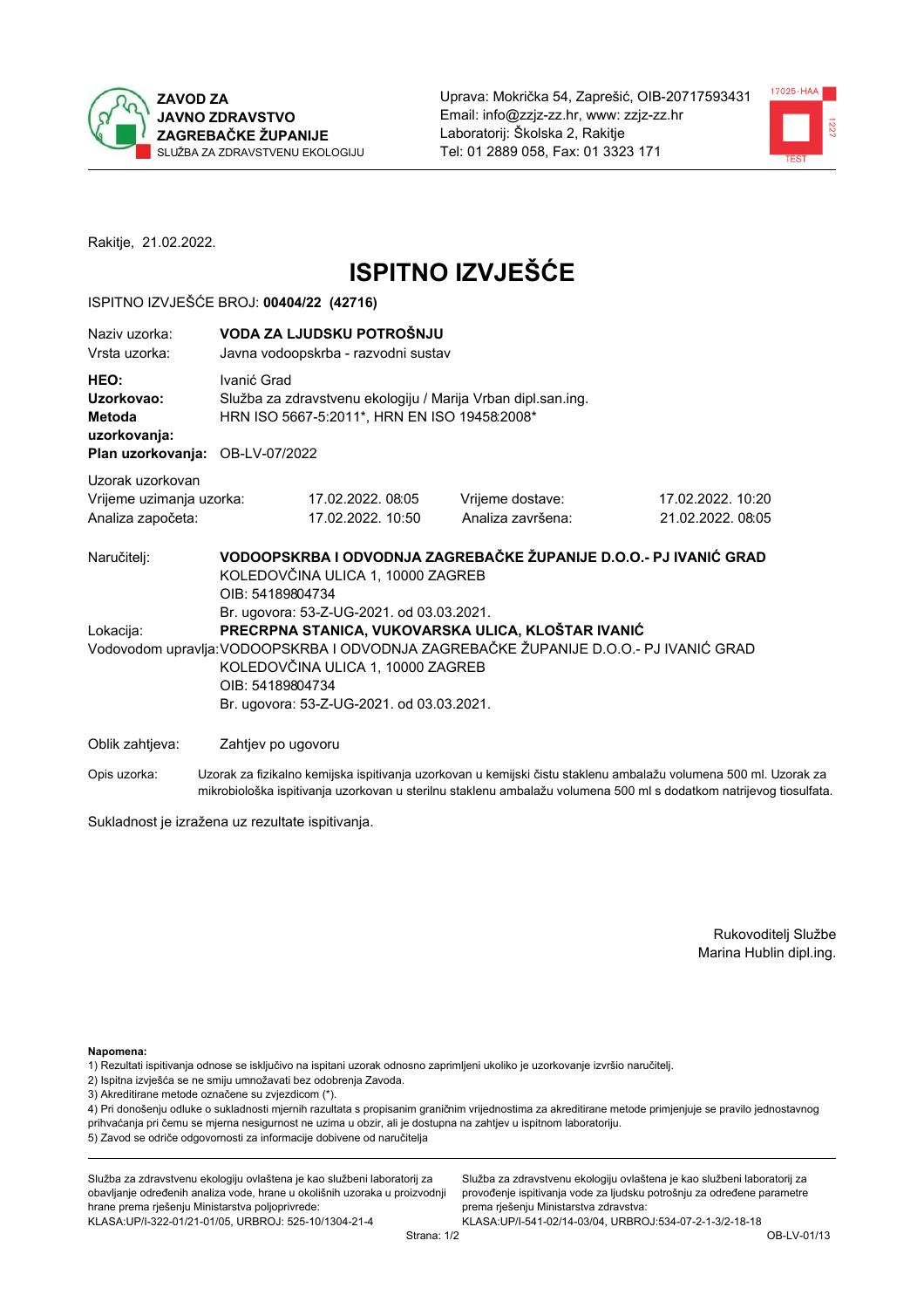**ZAVOD ZA JAVNO ZDRAVSTVO ZAGREBAČKE ŽUPANIJE**
SLUŽBA ZA ZDRAVSTVENU EKOLOGIJU

Uprava: Mokrička 54, Zaprešić, OIB-20717593431
Email: info@zzjz-zz.hr, www: zzjz-zz.hr
Laboratorij: Školska 2, Rakitje
Tel: 01 2889 058, Fax: 01 3323 171

Rakitje, 21.02.2022.

# ISPITNO IZVJEŠĆE

ISPITNO IZVJEŠĆE BROJ: **00404/22 (42716)**

| | |
|---|---|
| Naziv uzorka: | **VODA ZA LJUDSKU POTROŠNJU** |
| Vrsta uzorka: | Javna vodoopskrba - razvodni sustav |
| **HEO:** | Ivanić Grad |
| **Uzorkovao:** | Služba za zdravstvenu ekologiju / Marija Vrban dipl.san.ing. |
| **Metoda uzorkovanja:** | HRN ISO 5667-5:2011*, HRN EN ISO 19458:2008* |
| **Plan uzorkovanja:** | OB-LV-07/2022 |

Uzorak uzorkovan

| | | | |
|---|---|---|---|
| Vrijeme uzimanja uzorka: | 17.02.2022. 08:05 | Vrijeme dostave: | 17.02.2022. 10:20 |
| Analiza započeta: | 17.02.2022. 10:50 | Analiza završena: | 21.02.2022. 08:05 |

Naručitelj: **VODOOPSKRBA I ODVODNJA ZAGREBAČKE ŽUPANIJE D.O.O.- PJ IVANIĆ GRAD**
KOLEDOVČINA ULICA 1, 10000 ZAGREB
OIB: 54189804734
Br. ugovora: 53-Z-UG-2021. od 03.03.2021.

Lokacija: **PRECRPNA STANICA, VUKOVARSKA ULICA, KLOŠTAR IVANIĆ**

Vodovodom upravlja: VODOOPSKRBA I ODVODNJA ZAGREBAČKE ŽUPANIJE D.O.O.- PJ IVANIĆ GRAD
KOLEDOVČINA ULICA 1, 10000 ZAGREB
OIB: 54189804734
Br. ugovora: 53-Z-UG-2021. od 03.03.2021.

Oblik zahtjeva: Zahtjev po ugovoru

Opis uzorka: Uzorak za fizikalno kemijska ispitivanja uzorkovan u kemijski čistu staklenu ambalažu volumena 500 ml. Uzorak za mikrobiološka ispitivanja uzorkovan u sterilnu staklenu ambalažu volumena 500 ml s dodatkom natrijevog tiosulfata.

Sukladnost je izražena uz rezultate ispitivanja.

Rukovoditelj Službe
Marina Hublin dipl.ing.

**Napomena:**
1) Rezultati ispitivanja odnose se isključivo na ispitani uzorak odnosno zaprimljeni ukoliko je uzorkovanje izvršio naručitelj.
2) Ispitna izvješća se ne smiju umnožavati bez odobrenja Zavoda.
3) Akreditirane metode označene su zvjezdicom (*).
4) Pri donošenju odluke o sukladnosti mjernih rezultata s propisanim graničnim vrijednostima za akreditirane metode primjenjuje se pravilo jednostavnog prihvaćanja pri čemu se mjerna nesigurnost ne uzima u obzir, ali je dostupna na zahtjev u ispitnom laboratoriju.
5) Zavod se odriče odgovornosti za informacije dobivene od naručitelja

Služba za zdravstvenu ekologiju ovlaštena je kao službeni laboratorij za obavljanje određenih analiza vode, hrane u okolišnih uzoraka u proizvodnji hrane prema rješenju Ministarstva poljoprivrede: KLASA:UP/I-322-01/21-01/05, URBROJ: 525-10/1304-21-4

Služba za zdravstvenu ekologiju ovlaštena je kao službeni laboratorij za provođenje ispitivanja vode za ljudsku potrošnju za određene parametre prema rješenju Ministarstva zdravstva: KLASA:UP/I-541-02/14-03/04, URBROJ:534-07-2-1-3/2-18-18

OB-LV-01/13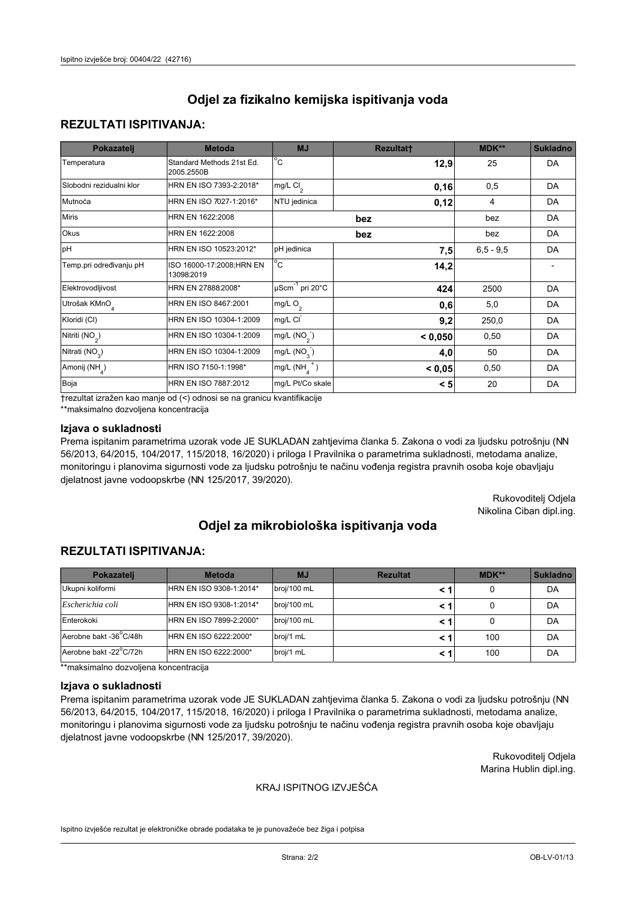# Odjel za fizikalno kemijska ispitivanja voda

## REZULTATI ISPITIVANJA:

| Pokazatelj | Metoda | MJ | Rezultat† | MDK** | Sukladno |
|---|---|---|---|---|---|
| Temperatura | Standard Methods 21st Ed. 2005.2550B | °C | 12,9 | 25 | DA |
| Slobodni rezidualni klor | HRN EN ISO 7393-2:2018* | mg/L $Cl_2$ | 0,16 | 0,5 | DA |
| Mutnoća | HRN EN ISO 7027-1:2016* | NTU jedinica | 0,12 | 4 | DA |
| Miris | HRN EN 1622:2008 | | bez | bez | DA |
| Okus | HRN EN 1622:2008 | | bez | bez | DA |
| pH | HRN EN ISO 10523:2012* | pH jedinica | 7,5 | 6,5 - 9,5 | DA |
| Temp.pri određivanju pH | ISO 16000-17:2008;HRN EN 13098:2019 | °C | 14,2 | | - |
| Elektrovodljivost | HRN EN 27888:2008* | $\mu Scm^{-1}$ pri 20°C | 424 | 2500 | DA |
| Utrošak $KMnO_4$ | HRN EN ISO 8467:2001 | mg/L $O_2$ | 0,6 | 5,0 | DA |
| Kloridi (Cl) | HRN EN ISO 10304-1:2009 | mg/L $Cl^-$ | 9,2 | 250,0 | DA |
| Nitriti ($NO_2$) | HRN EN ISO 10304-1:2009 | mg/L ($NO_2^-$) | < 0,050 | 0,50 | DA |
| Nitrati ($NO_3$) | HRN EN ISO 10304-1:2009 | mg/L ($NO_3^-$) | 4,0 | 50 | DA |
| Amonij ($NH_4$) | HRN ISO 7150-1:1998* | mg/L ($NH_4^+$) | < 0,05 | 0,50 | DA |
| Boja | HRN EN ISO 7887:2012 | mg/L Pt/Co skale | < 5 | 20 | DA |

†rezultat izražen kao manje od (<) odnosi se na granicu kvantifikacije

**maksimalno dozvoljena koncentracija

### Izjava o sukladnosti

Prema ispitanim parametrima uzorak vode JE SUKLADAN zahtjevima članka 5. Zakona o vodi za ljudsku potrošnju (NN 56/2013, 64/2015, 104/2017, 115/2018, 16/2020) i priloga I Pravilnika o parametrima sukladnosti, metodama analize, monitoringu i planovima sigurnosti vode za ljudsku potrošnju te načinu vođenja registra pravnih osoba koje obavljaju djelatnost javne vodoopskrbe (NN 125/2017, 39/2020).

Rukovoditelj Odjela
Nikolina Ciban dipl.ing.

# Odjel za mikrobiološka ispitivanja voda

## REZULTATI ISPITIVANJA:

| Pokazatelj | Metoda | MJ | Rezultat | MDK** | Sukladno |
|---|---|---|---|---|---|
| Ukupni koliformi | HRN EN ISO 9308-1:2014* | broj/100 mL | < 1 | 0 | DA |
| *Escherichia coli* | HRN EN ISO 9308-1:2014* | broj/100 mL | < 1 | 0 | DA |
| Enterokoki | HRN EN ISO 7899-2:2000* | broj/100 mL | < 1 | 0 | DA |
| Aerobne bakt -36°C/48h | HRN EN ISO 6222:2000* | broj/1 mL | < 1 | 100 | DA |
| Aerobne bakt -22°C/72h | HRN EN ISO 6222:2000* | broj/1 mL | < 1 | 100 | DA |

**maksimalno dozvoljena koncentracija

### Izjava o sukladnosti

Prema ispitanim parametrima uzorak vode JE SUKLADAN zahtjevima članka 5. Zakona o vodi za ljudsku potrošnju (NN 56/2013, 64/2015, 104/2017, 115/2018, 16/2020) i priloga I Pravilnika o parametrima sukladnosti, metodama analize, monitoringu i planovima sigurnosti vode za ljudsku potrošnju te načinu vođenja registra pravnih osoba koje obavljaju djelatnost javne vodoopskrbe (NN 125/2017, 39/2020).

Rukovoditelj Odjela
Marina Hublin dipl.ing.

KRAJ ISPITNOG IZVJEŠĆA

Ispitno izvješće rezultat je elektroničke obrade podataka te je punovažeće bez žiga i potpisa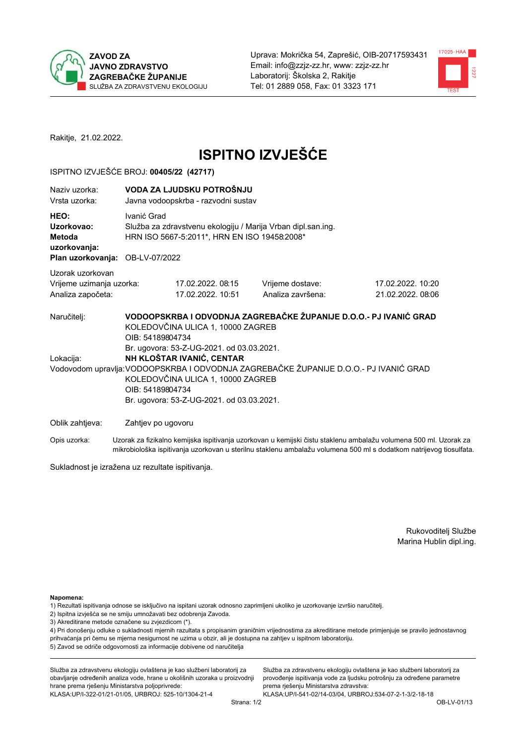ZAVOD ZA JAVNO ZDRAVSTVO ZAGREBAČKE ŽUPANIJE
SLUŽBA ZA ZDRAVSTVENU EKOLOGIJU

Uprava: Mokrička 54, Zaprešić, OIB-20717593431
Email: info@zzjz-zz.hr, www: zzjz-zz.hr
Laboratorij: Školska 2, Rakitje
Tel: 01 2889 058, Fax: 01 3323 171

Rakitje, 21.02.2022.

# ISPITNO IZVJEŠĆE

ISPITNO IZVJEŠĆE BROJ: **00405/22 (42717)**

Naziv uzorka: **VODA ZA LJUDSKU POTROŠNJU**
Vrsta uzorka: Javna vodoopskrba - razvodni sustav

**HEO:** Ivanić Grad
**Uzorkovao:** Služba za zdravstvenu ekologiju / Marija Vrban dipl.san.ing.
**Metoda uzorkovanja:** HRN ISO 5667-5:2011*, HRN EN ISO 19458:2008*
**Plan uzorkovanja:** OB-LV-07/2022

Uzorak uzorkovan

| | | | |
|---|---|---|---|
| Vrijeme uzimanja uzorka: | 17.02.2022. 08:15 | Vrijeme dostave: | 17.02.2022. 10:20 |
| Analiza započeta: | 17.02.2022. 10:51 | Analiza završena: | 21.02.2022. 08:06 |

Naručitelj: **VODOOPSKRBA I ODVODNJA ZAGREBAČKE ŽUPANIJE D.O.O.- PJ IVANIĆ GRAD**
KOLEDOVČINA ULICA 1, 10000 ZAGREB
OIB: 54189804734
Br. ugovora: 53-Z-UG-2021. od 03.03.2021.

Lokacija: **NH KLOŠTAR IVANIĆ, CENTAR**

Vodovodom upravlja: VODOOPSKRBA I ODVODNJA ZAGREBAČKE ŽUPANIJE D.O.O.- PJ IVANIĆ GRAD
KOLEDOVČINA ULICA 1, 10000 ZAGREB
OIB: 54189804734
Br. ugovora: 53-Z-UG-2021. od 03.03.2021.

Oblik zahtjeva: Zahtjev po ugovoru

Opis uzorka: Uzorak za fizikalno kemijska ispitivanja uzorkovan u kemijski čistu staklenu ambalažu volumena 500 ml. Uzorak za mikrobiološka ispitivanja uzorkovan u sterilnu staklenu ambalažu volumena 500 ml s dodatkom natrijevog tiosulfata.

Sukladnost je izražena uz rezultate ispitivanja.

Rukovoditelj Službe
Marina Hublin dipl.ing.

**Napomena:**
1) Rezultati ispitivanja odnose se isključivo na ispitani uzorak odnosno zaprimljeni ukoliko je uzorkovanje izvršio naručitelj.
2) Ispitna izvješća se ne smiju umnožavati bez odobrenja Zavoda.
3) Akreditirane metode označene su zvjezdicom (*).
4) Pri donošenju odluke o sukladnosti mjernih rezultata s propisanim graničnim vrijednostima za akreditirane metode primjenjuje se pravilo jednostavnog prihvaćanja pri čemu se mjerna nesigurnost ne uzima u obzir, ali je dostupna na zahtjev u ispitnom laboratoriju.
5) Zavod se odriče odgovornosti za informacije dobivene od naručitelja

Služba za zdravstvenu ekologiju ovlaštena je kao službeni laboratorij za obavljanje određenih analiza vode, hrane u okolišnih uzoraka u proizvodnji hrane prema rješenju Ministarstva poljoprivrede: KLASA:UP/I-322-01/21-01/05, URBROJ: 525-10/1304-21-4

Služba za zdravstvenu ekologiju ovlaštena je kao službeni laboratorij za provođenje ispitivanja vode za ljudsku potrošnju za određene parametre prema rješenju Ministarstva zdravstva: KLASA:UP/I-541-02/14-03/04, URBROJ:534-07-2-1-3/2-18-18

OB-LV-01/13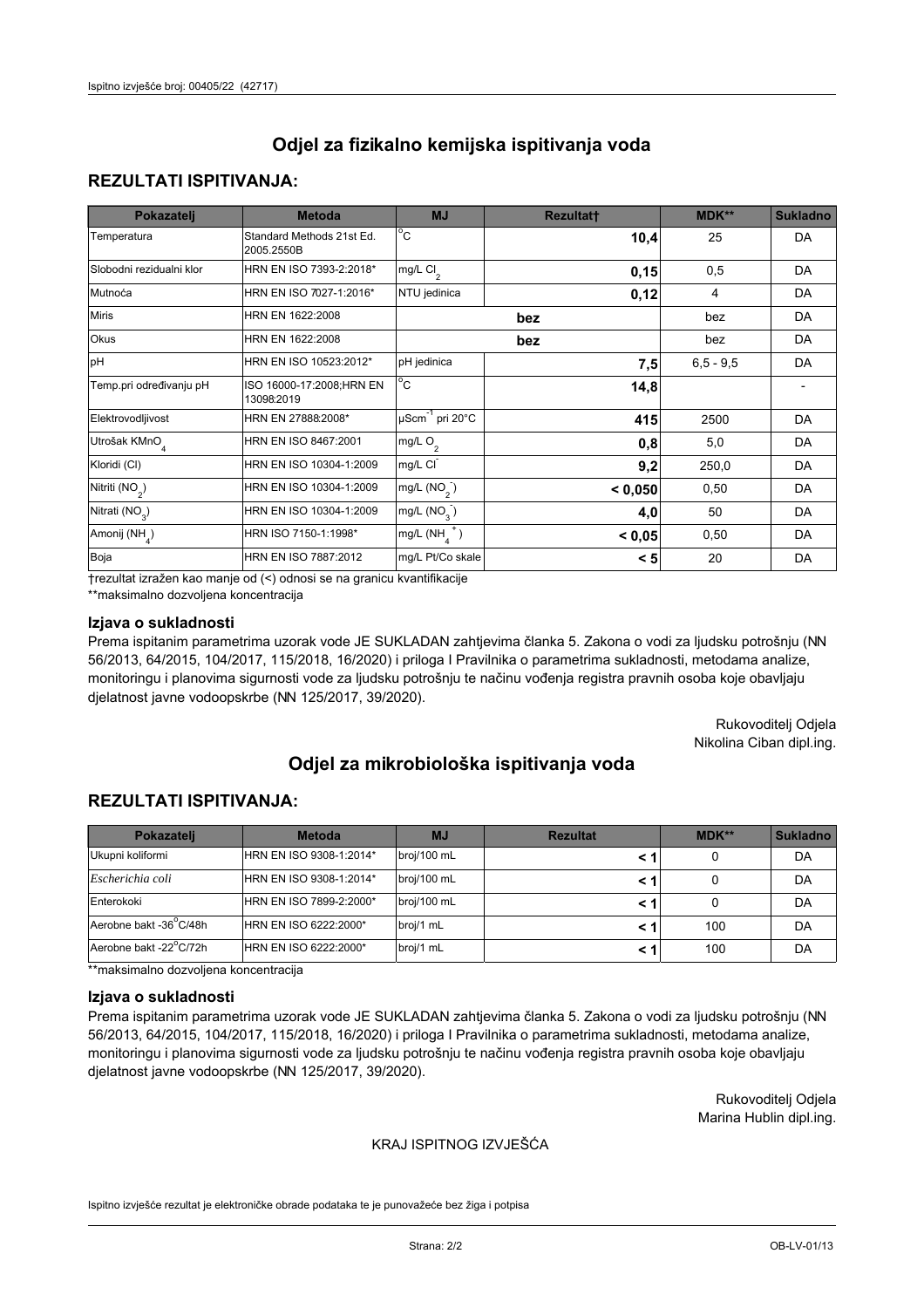# Odjel za fizikalno kemijska ispitivanja voda

## REZULTATI ISPITIVANJA:

| Pokazatelj | Metoda | MJ | Rezultat† | MDK** | Sukladno |
|---|---|---|---|---|---|
| Temperatura | Standard Methods 21st Ed. 2005.2550B | °C | 10,4 | 25 | DA |
| Slobodni rezidualni klor | HRN EN ISO 7393-2:2018* | mg/L $Cl_2$ | 0,15 | 0,5 | DA |
| Mutnoća | HRN EN ISO 7027-1:2016* | NTU jedinica | 0,12 | 4 | DA |
| Miris | HRN EN 1622:2008 | bez | | bez | DA |
| Okus | HRN EN 1622:2008 | bez | | bez | DA |
| pH | HRN EN ISO 10523:2012* | pH jedinica | 7,5 | 6,5 - 9,5 | DA |
| Temp.pri određivanju pH | ISO 16000-17:2008;HRN EN 13098:2019 | °C | 14,8 | | - |
| Elektrovodljivost | HRN EN 27888:2008* | $\mu Scm^{-1}$ pri 20°C | 415 | 2500 | DA |
| Utrošak $KMnO_4$ | HRN EN ISO 8467:2001 | mg/L $O_2$ | 0,8 | 5,0 | DA |
| Kloridi (Cl) | HRN EN ISO 10304-1:2009 | mg/L $Cl^-$ | 9,2 | 250,0 | DA |
| Nitriti ($NO_2$) | HRN EN ISO 10304-1:2009 | mg/L ($NO_2^-$) | < 0,050 | 0,50 | DA |
| Nitrati ($NO_3$) | HRN EN ISO 10304-1:2009 | mg/L ($NO_3^-$) | 4,0 | 50 | DA |
| Amonij ($NH_4$) | HRN ISO 7150-1:1998* | mg/L ($NH_4^+$) | < 0,05 | 0,50 | DA |
| Boja | HRN EN ISO 7887:2012 | mg/L Pt/Co skale | < 5 | 20 | DA |

†rezultat izražen kao manje od (<) odnosi se na granicu kvantifikacije

**maksimalno dozvoljena koncentracija

### Izjava o sukladnosti

Prema ispitanim parametrima uzorak vode JE SUKLADAN zahtjevima članka 5. Zakona o vodi za ljudsku potrošnju (NN 56/2013, 64/2015, 104/2017, 115/2018, 16/2020) i priloga I Pravilnika o parametrima sukladnosti, metodama analize, monitoringu i planovima sigurnosti vode za ljudsku potrošnju te načinu vođenja registra pravnih osoba koje obavljaju djelatnost javne vodoopskrbe (NN 125/2017, 39/2020).

Rukovoditelj Odjela
Nikolina Ciban dipl.ing.

# Odjel za mikrobiološka ispitivanja voda

## REZULTATI ISPITIVANJA:

| Pokazatelj | Metoda | MJ | Rezultat | MDK** | Sukladno |
|---|---|---|---|---|---|
| Ukupni koliformi | HRN EN ISO 9308-1:2014* | broj/100 mL | < 1 | 0 | DA |
| *Escherichia coli* | HRN EN ISO 9308-1:2014* | broj/100 mL | < 1 | 0 | DA |
| Enterokoki | HRN EN ISO 7899-2:2000* | broj/100 mL | < 1 | 0 | DA |
| Aerobne bakt -36°C/48h | HRN EN ISO 6222:2000* | broj/1 mL | < 1 | 100 | DA |
| Aerobne bakt -22°C/72h | HRN EN ISO 6222:2000* | broj/1 mL | < 1 | 100 | DA |

**maksimalno dozvoljena koncentracija

### Izjava o sukladnosti

Prema ispitanim parametrima uzorak vode JE SUKLADAN zahtjevima članka 5. Zakona o vodi za ljudsku potrošnju (NN 56/2013, 64/2015, 104/2017, 115/2018, 16/2020) i priloga I Pravilnika o parametrima sukladnosti, metodama analize, monitoringu i planovima sigurnosti vode za ljudsku potrošnju te načinu vođenja registra pravnih osoba koje obavljaju djelatnost javne vodoopskrbe (NN 125/2017, 39/2020).

Rukovoditelj Odjela
Marina Hublin dipl.ing.

KRAJ ISPITNOG IZVJEŠĆA

Ispitno izvješće rezultat je elektroničke obrade podataka te je punovažeće bez žiga i potpisa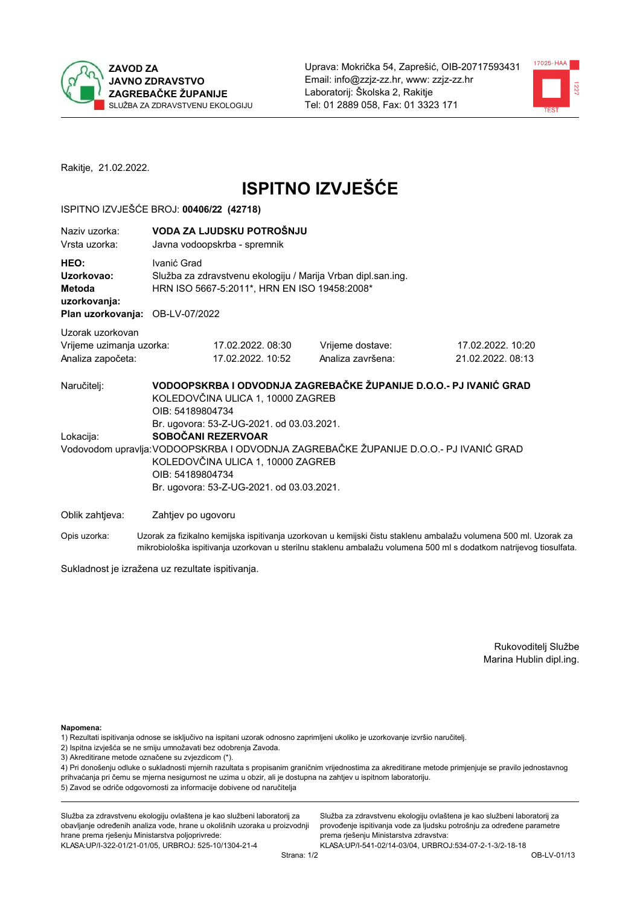**ZAVOD ZA JAVNO ZDRAVSTVO ZAGREBAČKE ŽUPANIJE**
SLUŽBA ZA ZDRAVSTVENU EKOLOGIJU

Uprava: Mokrička 54, Zaprešić, OIB-20717593431
Email: info@zzjz-zz.hr, www: zzjz-zz.hr
Laboratorij: Školska 2, Rakitje
Tel: 01 2889 058, Fax: 01 3323 171

Rakitje, 21.02.2022.

# ISPITNO IZVJEŠĆE

ISPITNO IZVJEŠĆE BROJ: **00406/22 (42718)**

| | |
|---|---|
| Naziv uzorka: | **VODA ZA LJUDSKU POTROŠNJU** |
| Vrsta uzorka: | Javna vodoopskrba - spremnik |
| **HEO:** | Ivanić Grad |
| **Uzorkovao:** | Služba za zdravstvenu ekologiju / Marija Vrban dipl.san.ing. |
| **Metoda uzorkovanja:** | HRN ISO 5667-5:2011*, HRN EN ISO 19458:2008* |
| **Plan uzorkovanja:** | OB-LV-07/2022 |

Uzorak uzorkovan

| | | | |
|---|---|---|---|
| Vrijeme uzimanja uzorka: | 17.02.2022. 08:30 | Vrijeme dostave: | 17.02.2022. 10:20 |
| Analiza započeta: | 17.02.2022. 10:52 | Analiza završena: | 21.02.2022. 08:13 |

Naručitelj: **VODOOPSKRBA I ODVODNJA ZAGREBAČKE ŽUPANIJE D.O.O.- PJ IVANIĆ GRAD**
KOLEDOVČINA ULICA 1, 10000 ZAGREB
OIB: 54189804734
Br. ugovora: 53-Z-UG-2021. od 03.03.2021.

Lokacija: **SOBOČANI REZERVOAR**

Vodovodom upravlja: VODOOPSKRBA I ODVODNJA ZAGREBAČKE ŽUPANIJE D.O.O.- PJ IVANIĆ GRAD
KOLEDOVČINA ULICA 1, 10000 ZAGREB
OIB: 54189804734
Br. ugovora: 53-Z-UG-2021. od 03.03.2021.

Oblik zahtjeva: Zahtjev po ugovoru

Opis uzorka: Uzorak za fizikalno kemijska ispitivanja uzorkovan u kemijski čistu staklenu ambalažu volumena 500 ml. Uzorak za mikrobiološka ispitivanja uzorkovan u sterilnu staklenu ambalažu volumena 500 ml s dodatkom natrijevog tiosulfata.

Sukladnost je izražena uz rezultate ispitivanja.

Rukovoditelj Službe
Marina Hublin dipl.ing.

**Napomena:**
1) Rezultati ispitivanja odnose se isključivo na ispitani uzorak odnosno zaprimljeni ukoliko je uzorkovanje izvršio naručitelj.
2) Ispitna izvješća se ne smiju umnožavati bez odobrenja Zavoda.
3) Akreditirane metode označene su zvjezdicom (*).
4) Pri donošenju odluke o sukladnosti mjernih rezultata s propisanim graničnim vrijednostima za akreditirane metode primjenjuje se pravilo jednostavnog prihvaćanja pri čemu se mjerna nesigurnost ne uzima u obzir, ali je dostupna na zahtjev u ispitnom laboratoriju.
5) Zavod se odriče odgovornosti za informacije dobivene od naručitelja

Služba za zdravstvenu ekologiju ovlaštena je kao službeni laboratorij za obavljanje određenih analiza vode, hrane u okolišnih uzoraka u proizvodnji hrane prema rješenju Ministarstva poljoprivrede: KLASA:UP/I-322-01/21-01/05, URBROJ: 525-10/1304-21-4

Služba za zdravstvenu ekologiju ovlaštena je kao službeni laboratorij za provođenje ispitivanja vode za ljudsku potrošnju za određene parametre prema rješenju Ministarstva zdravstva: KLASA:UP/I-541-02/14-03/04, URBROJ:534-07-2-1-3/2-18-18

OB-LV-01/13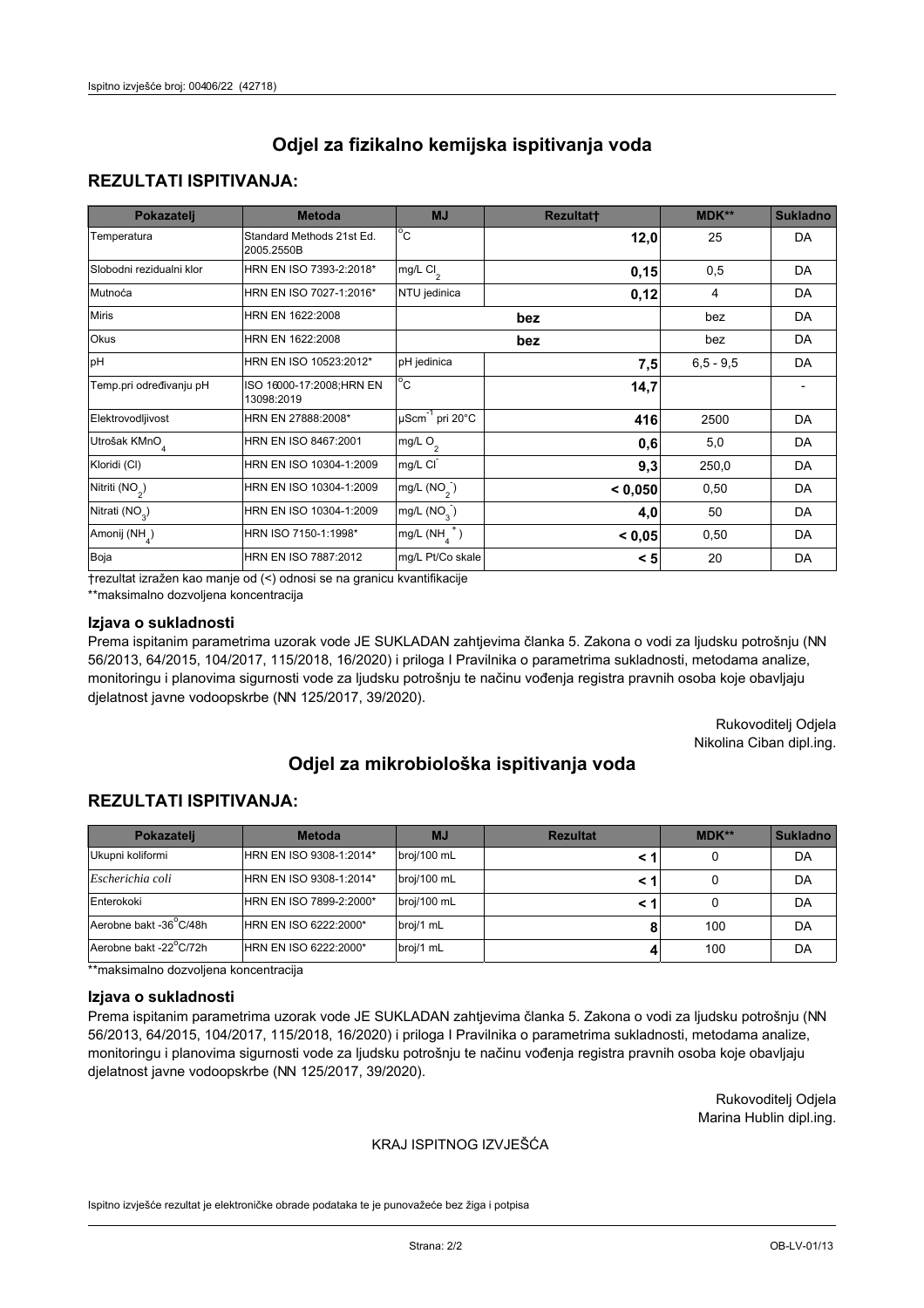# Odjel za fizikalno kemijska ispitivanja voda

## REZULTATI ISPITIVANJA:

| Pokazatelj | Metoda | MJ | Rezultat† | MDK** | Sukladno |
|---|---|---|---|---|---|
| Temperatura | Standard Methods 21st Ed. 2005.2550B | °C | 12,0 | 25 | DA |
| Slobodni rezidualni klor | HRN EN ISO 7393-2:2018* | mg/L $Cl_2$ | 0,15 | 0,5 | DA |
| Mutnoća | HRN EN ISO 7027-1:2016* | NTU jedinica | 0,12 | 4 | DA |
| Miris | HRN EN 1622:2008 | bez | | bez | DA |
| Okus | HRN EN 1622:2008 | bez | | bez | DA |
| pH | HRN EN ISO 10523:2012* | pH jedinica | 7,5 | 6,5 - 9,5 | DA |
| Temp.pri određivanju pH | ISO 16000-17:2008;HRN EN 13098:2019 | °C | 14,7 | | - |
| Elektrovodljivost | HRN EN 27888:2008* | $\mu Scm^{-1}$ pri 20°C | 416 | 2500 | DA |
| Utrošak $KMnO_4$ | HRN EN ISO 8467:2001 | mg/L $O_2$ | 0,6 | 5,0 | DA |
| Kloridi (Cl) | HRN EN ISO 10304-1:2009 | mg/L $Cl^-$ | 9,3 | 250,0 | DA |
| Nitriti ($NO_2$) | HRN EN ISO 10304-1:2009 | mg/L ($NO_2^-$) | < 0,050 | 0,50 | DA |
| Nitrati ($NO_3$) | HRN EN ISO 10304-1:2009 | mg/L ($NO_3^-$) | 4,0 | 50 | DA |
| Amonij ($NH_4$) | HRN ISO 7150-1:1998* | mg/L ($NH_4^+$) | < 0,05 | 0,50 | DA |
| Boja | HRN EN ISO 7887:2012 | mg/L Pt/Co skale | < 5 | 20 | DA |

†rezultat izražen kao manje od (<) odnosi se na granicu kvantifikacije

**maksimalno dozvoljena koncentracija

### Izjava o sukladnosti

Prema ispitanim parametrima uzorak vode JE SUKLADAN zahtjevima članka 5. Zakona o vodi za ljudsku potrošnju (NN 56/2013, 64/2015, 104/2017, 115/2018, 16/2020) i priloga I Pravilnika o parametrima sukladnosti, metodama analize, monitoringu i planovima sigurnosti vode za ljudsku potrošnju te načinu vođenja registra pravnih osoba koje obavljaju djelatnost javne vodoopskrbe (NN 125/2017, 39/2020).

Rukovoditelj Odjela
Nikolina Ciban dipl.ing.

# Odjel za mikrobiološka ispitivanja voda

## REZULTATI ISPITIVANJA:

| Pokazatelj | Metoda | MJ | Rezultat | MDK** | Sukladno |
|---|---|---|---|---|---|
| Ukupni koliformi | HRN EN ISO 9308-1:2014* | broj/100 mL | < 1 | 0 | DA |
| *Escherichia coli* | HRN EN ISO 9308-1:2014* | broj/100 mL | < 1 | 0 | DA |
| Enterokoki | HRN EN ISO 7899-2:2000* | broj/100 mL | < 1 | 0 | DA |
| Aerobne bakt -36°C/48h | HRN EN ISO 6222:2000* | broj/1 mL | 8 | 100 | DA |
| Aerobne bakt -22°C/72h | HRN EN ISO 6222:2000* | broj/1 mL | 4 | 100 | DA |

**maksimalno dozvoljena koncentracija

### Izjava o sukladnosti

Prema ispitanim parametrima uzorak vode JE SUKLADAN zahtjevima članka 5. Zakona o vodi za ljudsku potrošnju (NN 56/2013, 64/2015, 104/2017, 115/2018, 16/2020) i priloga I Pravilnika o parametrima sukladnosti, metodama analize, monitoringu i planovima sigurnosti vode za ljudsku potrošnju te načinu vođenja registra pravnih osoba koje obavljaju djelatnost javne vodoopskrbe (NN 125/2017, 39/2020).

Rukovoditelj Odjela
Marina Hublin dipl.ing.

KRAJ ISPITNOG IZVJEŠĆA

Ispitno izvješće rezultat je elektroničke obrade podataka te je punovažeće bez žiga i potpisa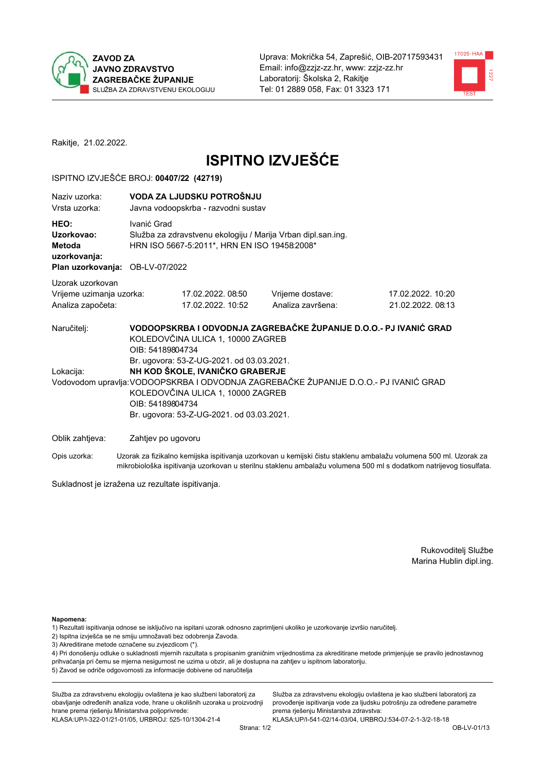ZAVOD ZA JAVNO ZDRAVSTVO ZAGREBAČKE ŽUPANIJE
SLUŽBA ZA ZDRAVSTVENU EKOLOGIJU

Uprava: Mokrička 54, Zaprešić, OIB-20717593431
Email: info@zzjz-zz.hr, www: zzjz-zz.hr
Laboratorij: Školska 2, Rakitje
Tel: 01 2889 058, Fax: 01 3323 171

Rakitje, 21.02.2022.

# ISPITNO IZVJEŠĆE

ISPITNO IZVJEŠĆE BROJ: **00407/22 (42719)**

Naziv uzorka: **VODA ZA LJUDSKU POTROŠNJU**
Vrsta uzorka: Javna vodoopskrba - razvodni sustav

**HEO:** Ivanić Grad
**Uzorkovao:** Služba za zdravstvenu ekologiju / Marija Vrban dipl.san.ing.
**Metoda uzorkovanja:** HRN ISO 5667-5:2011*, HRN EN ISO 19458:2008*
**Plan uzorkovanja:** OB-LV-07/2022

Uzorak uzorkovan

| | | | |
|---|---|---|---|
| Vrijeme uzimanja uzorka: | 17.02.2022. 08:50 | Vrijeme dostave: | 17.02.2022. 10:20 |
| Analiza započeta: | 17.02.2022. 10:52 | Analiza završena: | 21.02.2022. 08:13 |

Naručitelj: **VODOOPSKRBA I ODVODNJA ZAGREBAČKE ŽUPANIJE D.O.O.- PJ IVANIĆ GRAD**
KOLEDOVČINA ULICA 1, 10000 ZAGREB
OIB: 54189804734
Br. ugovora: 53-Z-UG-2021. od 03.03.2021.

Lokacija: **NH KOD ŠKOLE, IVANIČKO GRABERJE**

Vodovodom upravlja: VODOOPSKRBA I ODVODNJA ZAGREBAČKE ŽUPANIJE D.O.O.- PJ IVANIĆ GRAD
KOLEDOVČINA ULICA 1, 10000 ZAGREB
OIB: 54189804734
Br. ugovora: 53-Z-UG-2021. od 03.03.2021.

Oblik zahtjeva: Zahtjev po ugovoru

Opis uzorka: Uzorak za fizikalno kemijska ispitivanja uzorkovan u kemijski čistu staklenu ambalažu volumena 500 ml. Uzorak za mikrobiološka ispitivanja uzorkovan u sterilnu staklenu ambalažu volumena 500 ml s dodatkom natrijevog tiosulfata.

Sukladnost je izražena uz rezultate ispitivanja.

Rukovoditelj Službe
Marina Hublin dipl.ing.

**Napomena:**
1) Rezultati ispitivanja odnose se isključivo na ispitani uzorak odnosno zaprimljeni ukoliko je uzorkovanje izvršio naručitelj.
2) Ispitna izvješća se ne smiju umnožavati bez odobrenja Zavoda.
3) Akreditirane metode označene su zvjezdicom (*).
4) Pri donošenju odluke o sukladnosti mjernih rezultata s propisanim graničnim vrijednostima za akreditirane metode primjenjuje se pravilo jednostavnog prihvaćanja pri čemu se mjerna nesigurnost ne uzima u obzir, ali je dostupna na zahtjev u ispitnom laboratoriju.
5) Zavod se odriče odgovornosti za informacije dobivene od naručitelja

Služba za zdravstvenu ekologiju ovlaštena je kao službeni laboratorij za obavljanje određenih analiza vode, hrane u okolišnih uzoraka u proizvodnji hrane prema rješenju Ministarstva poljoprivrede: KLASA:UP/I-322-01/21-01/05, URBROJ: 525-10/1304-21-4

Služba za zdravstvenu ekologiju ovlaštena je kao službeni laboratorij za provođenje ispitivanja vode za ljudsku potrošnju za određene parametre prema rješenju Ministarstva zdravstva: KLASA:UP/I-541-02/14-03/04, URBROJ:534-07-2-1-3/2-18-18

OB-LV-01/13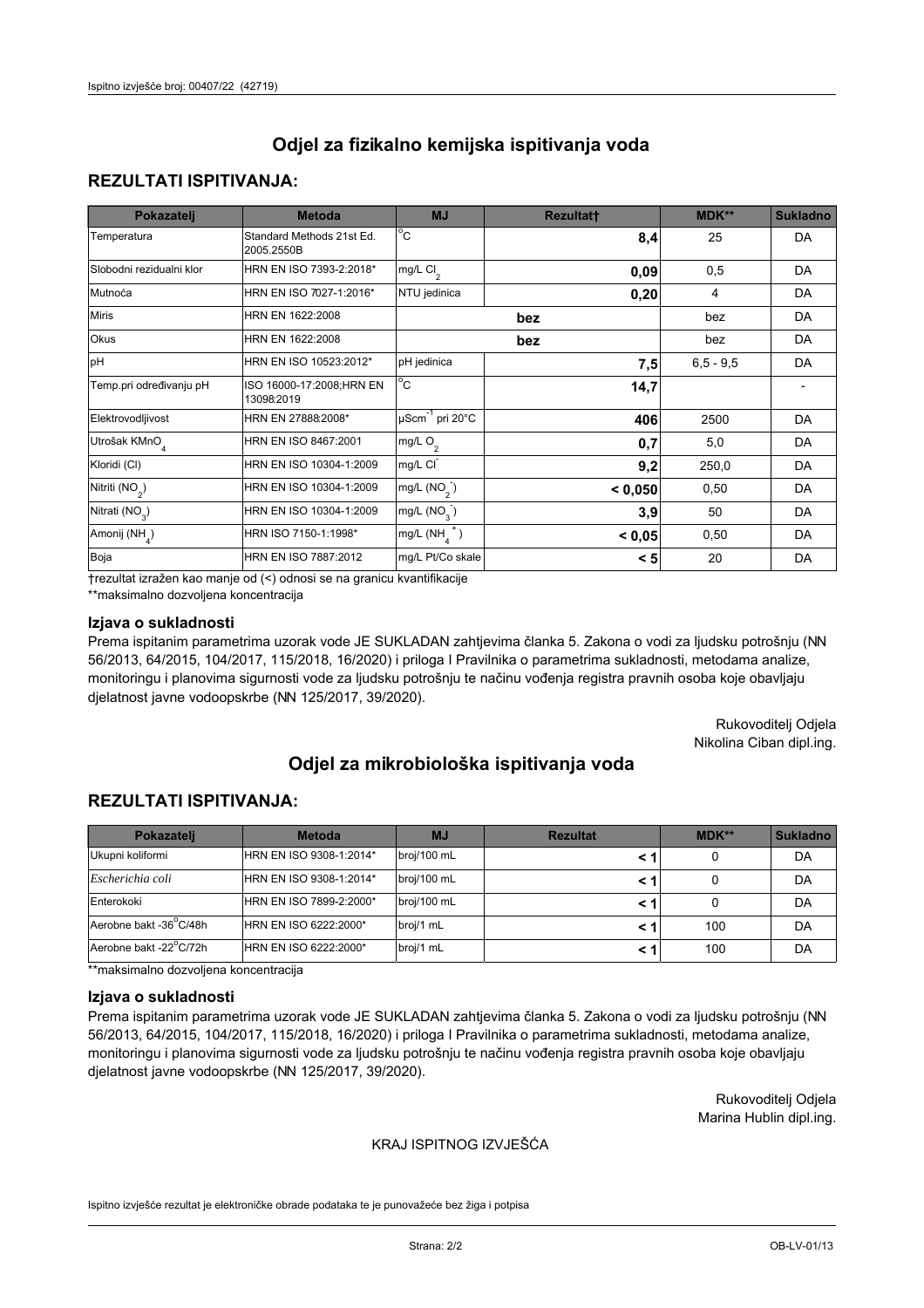Ispitno izvješće broj: 00407/22 (42719)

## Odjel za fizikalno kemijska ispitivanja voda

### REZULTATI ISPITIVANJA:

| Pokazatelj | Metoda | MJ | Rezultat† | MDK** | Sukladno |
|---|---|---|---|---|---|
| Temperatura | Standard Methods 21st Ed. 2005.2550B | °C | 8,4 | 25 | DA |
| Slobodni rezidualni klor | HRN EN ISO 7393-2:2018* | mg/L $Cl_2$ | 0,09 | 0,5 | DA |
| Mutnoća | HRN EN ISO 7027-1:2016* | NTU jedinica | 0,20 | 4 | DA |
| Miris | HRN EN 1622:2008 | | bez | bez | DA |
| Okus | HRN EN 1622:2008 | | bez | bez | DA |
| pH | HRN EN ISO 10523:2012* | pH jedinica | 7,5 | 6,5 - 9,5 | DA |
| Temp.pri određivanju pH | ISO 16000-17:2008;HRN EN 13098:2019 | °C | 14,7 | | - |
| Elektrovodljivost | HRN EN 27888:2008* | $\mu Scm^{-1}$ pri 20°C | 406 | 2500 | DA |
| Utrošak $KMnO_4$ | HRN EN ISO 8467:2001 | mg/L $O_2$ | 0,7 | 5,0 | DA |
| Kloridi (Cl) | HRN EN ISO 10304-1:2009 | mg/L $Cl^-$ | 9,2 | 250,0 | DA |
| Nitriti ($NO_2$) | HRN EN ISO 10304-1:2009 | mg/L ($NO_2^-$) | < 0,050 | 0,50 | DA |
| Nitrati ($NO_3$) | HRN EN ISO 10304-1:2009 | mg/L ($NO_3^-$) | 3,9 | 50 | DA |
| Amonij ($NH_4$) | HRN ISO 7150-1:1998* | mg/L ($NH_4^+$) | < 0,05 | 0,50 | DA |
| Boja | HRN EN ISO 7887:2012 | mg/L Pt/Co skale | < 5 | 20 | DA |

†rezultat izražen kao manje od (<) odnosi se na granicu kvantifikacije

**maksimalno dozvoljena koncentracija

### Izjava o sukladnosti

Prema ispitanim parametrima uzorak vode JE SUKLADAN zahtjevima članka 5. Zakona o vodi za ljudsku potrošnju (NN 56/2013, 64/2015, 104/2017, 115/2018, 16/2020) i priloga I Pravilnika o parametrima sukladnosti, metodama analize, monitoringu i planovima sigurnosti vode za ljudsku potrošnju te načinu vođenja registra pravnih osoba koje obavljaju djelatnost javne vodoopskrbe (NN 125/2017, 39/2020).

Rukovoditelj Odjela
Nikolina Ciban dipl.ing.

## Odjel za mikrobiološka ispitivanja voda

### REZULTATI ISPITIVANJA:

| Pokazatelj | Metoda | MJ | Rezultat | MDK** | Sukladno |
|---|---|---|---|---|---|
| Ukupni koliformi | HRN EN ISO 9308-1:2014* | broj/100 mL | < 1 | 0 | DA |
| *Escherichia coli* | HRN EN ISO 9308-1:2014* | broj/100 mL | < 1 | 0 | DA |
| Enterokoki | HRN EN ISO 7899-2:2000* | broj/100 mL | < 1 | 0 | DA |
| Aerobne bakt -36°C/48h | HRN EN ISO 6222:2000* | broj/1 mL | < 1 | 100 | DA |
| Aerobne bakt -22°C/72h | HRN EN ISO 6222:2000* | broj/1 mL | < 1 | 100 | DA |

**maksimalno dozvoljena koncentracija

### Izjava o sukladnosti

Prema ispitanim parametrima uzorak vode JE SUKLADAN zahtjevima članka 5. Zakona o vodi za ljudsku potrošnju (NN 56/2013, 64/2015, 104/2017, 115/2018, 16/2020) i priloga I Pravilnika o parametrima sukladnosti, metodama analize, monitoringu i planovima sigurnosti vode za ljudsku potrošnju te načinu vođenja registra pravnih osoba koje obavljaju djelatnost javne vodoopskrbe (NN 125/2017, 39/2020).

Rukovoditelj Odjela
Marina Hublin dipl.ing.

KRAJ ISPITNOG IZVJEŠĆA

Ispitno izvješće rezultat je elektroničke obrade podataka te je punovažeće bez žiga i potpisa

OB-LV-01/13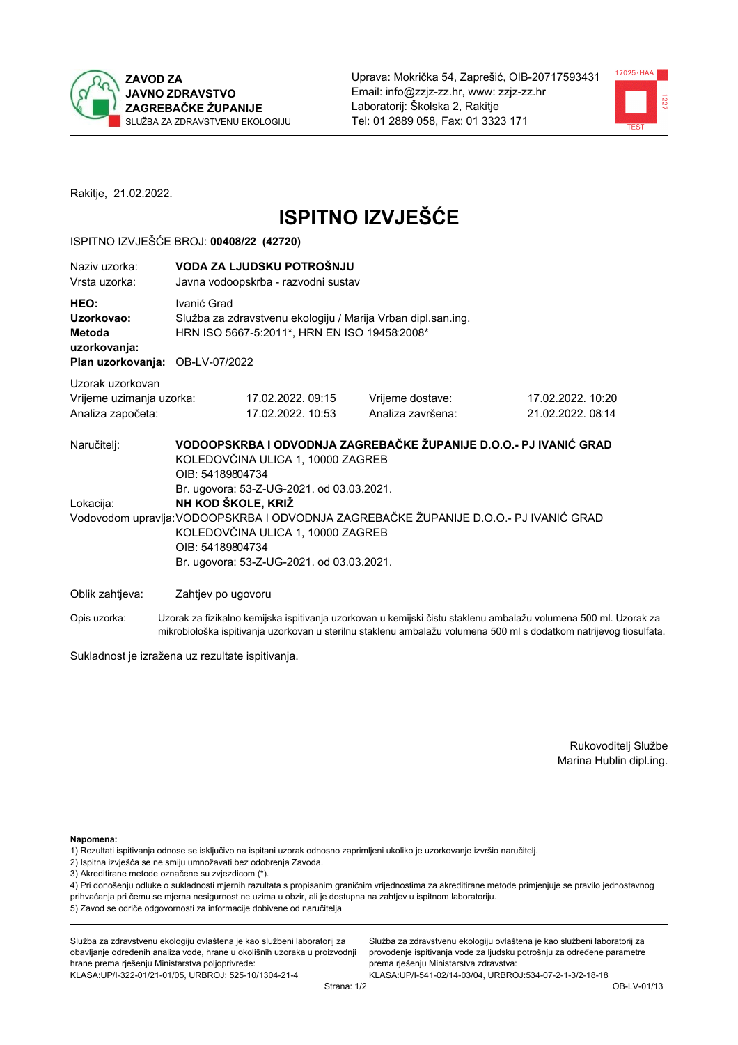ZAVOD ZA JAVNO ZDRAVSTVO ZAGREBAČKE ŽUPANIJE
SLUŽBA ZA ZDRAVSTVENU EKOLOGIJU

Uprava: Mokrička 54, Zaprešić, OIB-20717593431
Email: info@zzjz-zz.hr, www: zzjz-zz.hr
Laboratorij: Školska 2, Rakitje
Tel: 01 2889 058, Fax: 01 3323 171

Rakitje, 21.02.2022.

# ISPITNO IZVJEŠĆE

ISPITNO IZVJEŠĆE BROJ: **00408/22 (42720)**

| | |
|---|---|
| Naziv uzorka: | **VODA ZA LJUDSKU POTROŠNJU** |
| Vrsta uzorka: | Javna vodoopskrba - razvodni sustav |
| **HEO:** | Ivanić Grad |
| **Uzorkovao:** | Služba za zdravstvenu ekologiju / Marija Vrban dipl.san.ing. |
| **Metoda uzorkovanja:** | HRN ISO 5667-5:2011*, HRN EN ISO 19458:2008* |
| **Plan uzorkovanja:** | OB-LV-07/2022 |

Uzorak uzorkovan

| | | | |
|---|---|---|---|
| Vrijeme uzimanja uzorka: | 17.02.2022. 09:15 | Vrijeme dostave: | 17.02.2022. 10:20 |
| Analiza započeta: | 17.02.2022. 10:53 | Analiza završena: | 21.02.2022. 08:14 |

Naručitelj: **VODOOPSKRBA I ODVODNJA ZAGREBAČKE ŽUPANIJE D.O.O.- PJ IVANIĆ GRAD**
KOLEDOVČINA ULICA 1, 10000 ZAGREB
OIB: 54189804734
Br. ugovora: 53-Z-UG-2021. od 03.03.2021.

Lokacija: **NH KOD ŠKOLE, KRIŽ**

Vodovodom upravlja: VODOOPSKRBA I ODVODNJA ZAGREBAČKE ŽUPANIJE D.O.O.- PJ IVANIĆ GRAD
KOLEDOVČINA ULICA 1, 10000 ZAGREB
OIB: 54189804734
Br. ugovora: 53-Z-UG-2021. od 03.03.2021.

Oblik zahtjeva: Zahtjev po ugovoru

Opis uzorka: Uzorak za fizikalno kemijska ispitivanja uzorkovan u kemijski čistu staklenu ambalažu volumena 500 ml. Uzorak za mikrobiološka ispitivanja uzorkovan u sterilnu staklenu ambalažu volumena 500 ml s dodatkom natrijevog tiosulfata.

Sukladnost je izražena uz rezultate ispitivanja.

Rukovoditelj Službe
Marina Hublin dipl.ing.

**Napomena:**
1) Rezultati ispitivanja odnose se isključivo na ispitani uzorak odnosno zaprimljeni ukoliko je uzorkovanje izvršio naručitelj.
2) Ispitna izvješća se ne smiju umnožavati bez odobrenja Zavoda.
3) Akreditirane metode označene su zvjezdicom (*).
4) Pri donošenju odluke o sukladnosti mjernih rezultata s propisanim graničnim vrijednostima za akreditirane metode primjenjuje se pravilo jednostavnog prihvaćanja pri čemu se mjerna nesigurnost ne uzima u obzir, ali je dostupna na zahtjev u ispitnom laboratoriju.
5) Zavod se odriče odgovornosti za informacije dobivene od naručitelja

Služba za zdravstvenu ekologiju ovlaštena je kao službeni laboratorij za obavljanje određenih analiza vode, hrane u okolišnih uzoraka u proizvodnji hrane prema rješenju Ministarstva poljoprivrede:
KLASA:UP/I-322-01/21-01/05, URBROJ: 525-10/1304-21-4

Služba za zdravstvenu ekologiju ovlaštena je kao službeni laboratorij za provođenje ispitivanja vode za ljudsku potrošnju za određene parametre prema rješenju Ministarstva zdravstva:
KLASA:UP/I-541-02/14-03/04, URBROJ:534-07-2-1-3/2-18-18

OB-LV-01/13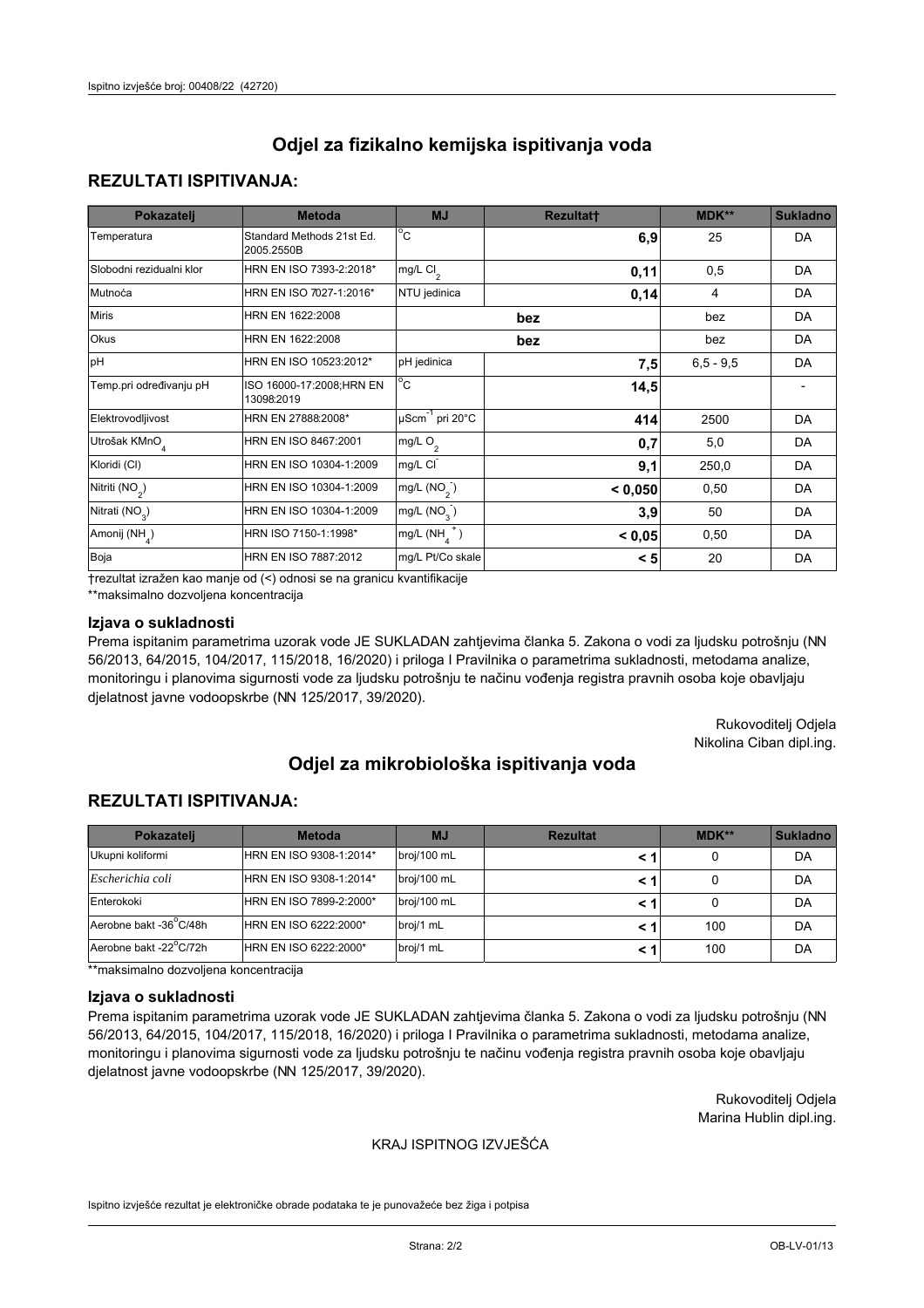Ispitno izvješće broj: 00408/22 (42720)

## Odjel za fizikalno kemijska ispitivanja voda

### REZULTATI ISPITIVANJA:

| Pokazatelj | Metoda | MJ | Rezultat† | MDK** | Sukladno |
|---|---|---|---|---|---|
| Temperatura | Standard Methods 21st Ed. 2005.2550B | °C | 6,9 | 25 | DA |
| Slobodni rezidualni klor | HRN EN ISO 7393-2:2018* | mg/L $Cl_2$ | 0,11 | 0,5 | DA |
| Mutnoća | HRN EN ISO 7027-1:2016* | NTU jedinica | 0,14 | 4 | DA |
| Miris | HRN EN 1622:2008 | bez | | bez | DA |
| Okus | HRN EN 1622:2008 | bez | | bez | DA |
| pH | HRN EN ISO 10523:2012* | pH jedinica | 7,5 | 6,5 - 9,5 | DA |
| Temp.pri određivanju pH | ISO 16000-17:2008;HRN EN 13098:2019 | °C | 14,5 | | - |
| Elektrovodljivost | HRN EN 27888:2008* | $\mu Scm^{-1}$ pri 20°C | 414 | 2500 | DA |
| Utrošak $KMnO_4$ | HRN EN ISO 8467:2001 | mg/L $O_2$ | 0,7 | 5,0 | DA |
| Kloridi (Cl) | HRN EN ISO 10304-1:2009 | mg/L $Cl^-$ | 9,1 | 250,0 | DA |
| Nitriti ($NO_2$) | HRN EN ISO 10304-1:2009 | mg/L ($NO_2^-$) | < 0,050 | 0,50 | DA |
| Nitrati ($NO_3$) | HRN EN ISO 10304-1:2009 | mg/L ($NO_3^-$) | 3,9 | 50 | DA |
| Amonij ($NH_4$) | HRN ISO 7150-1:1998* | mg/L ($NH_4^+$) | < 0,05 | 0,50 | DA |
| Boja | HRN EN ISO 7887:2012 | mg/L Pt/Co skale | < 5 | 20 | DA |

†rezultat izražen kao manje od (<) odnosi se na granicu kvantifikacije

**maksimalno dozvoljena koncentracija

### Izjava o sukladnosti

Prema ispitanim parametrima uzorak vode JE SUKLADAN zahtjevima članka 5. Zakona o vodi za ljudsku potrošnju (NN 56/2013, 64/2015, 104/2017, 115/2018, 16/2020) i priloga I Pravilnika o parametrima sukladnosti, metodama analize, monitoringu i planovima sigurnosti vode za ljudsku potrošnju te načinu vođenja registra pravnih osoba koje obavljaju djelatnost javne vodoopskrbe (NN 125/2017, 39/2020).

Rukovoditelj Odjela
Nikolina Ciban dipl.ing.

## Odjel za mikrobiološka ispitivanja voda

### REZULTATI ISPITIVANJA:

| Pokazatelj | Metoda | MJ | Rezultat | MDK** | Sukladno |
|---|---|---|---|---|---|
| Ukupni koliformi | HRN EN ISO 9308-1:2014* | broj/100 mL | < 1 | 0 | DA |
| *Escherichia coli* | HRN EN ISO 9308-1:2014* | broj/100 mL | < 1 | 0 | DA |
| Enterokoki | HRN EN ISO 7899-2:2000* | broj/100 mL | < 1 | 0 | DA |
| Aerobne bakt -36°C/48h | HRN EN ISO 6222:2000* | broj/1 mL | < 1 | 100 | DA |
| Aerobne bakt -22°C/72h | HRN EN ISO 6222:2000* | broj/1 mL | < 1 | 100 | DA |

**maksimalno dozvoljena koncentracija

### Izjava o sukladnosti

Prema ispitanim parametrima uzorak vode JE SUKLADAN zahtjevima članka 5. Zakona o vodi za ljudsku potrošnju (NN 56/2013, 64/2015, 104/2017, 115/2018, 16/2020) i priloga I Pravilnika o parametrima sukladnosti, metodama analize, monitoringu i planovima sigurnosti vode za ljudsku potrošnju te načinu vođenja registra pravnih osoba koje obavljaju djelatnost javne vodoopskrbe (NN 125/2017, 39/2020).

Rukovoditelj Odjela
Marina Hublin dipl.ing.

KRAJ ISPITNOG IZVJEŠĆA

Ispitno izvješće rezultat je elektroničke obrade podataka te je punovažeće bez žiga i potpisa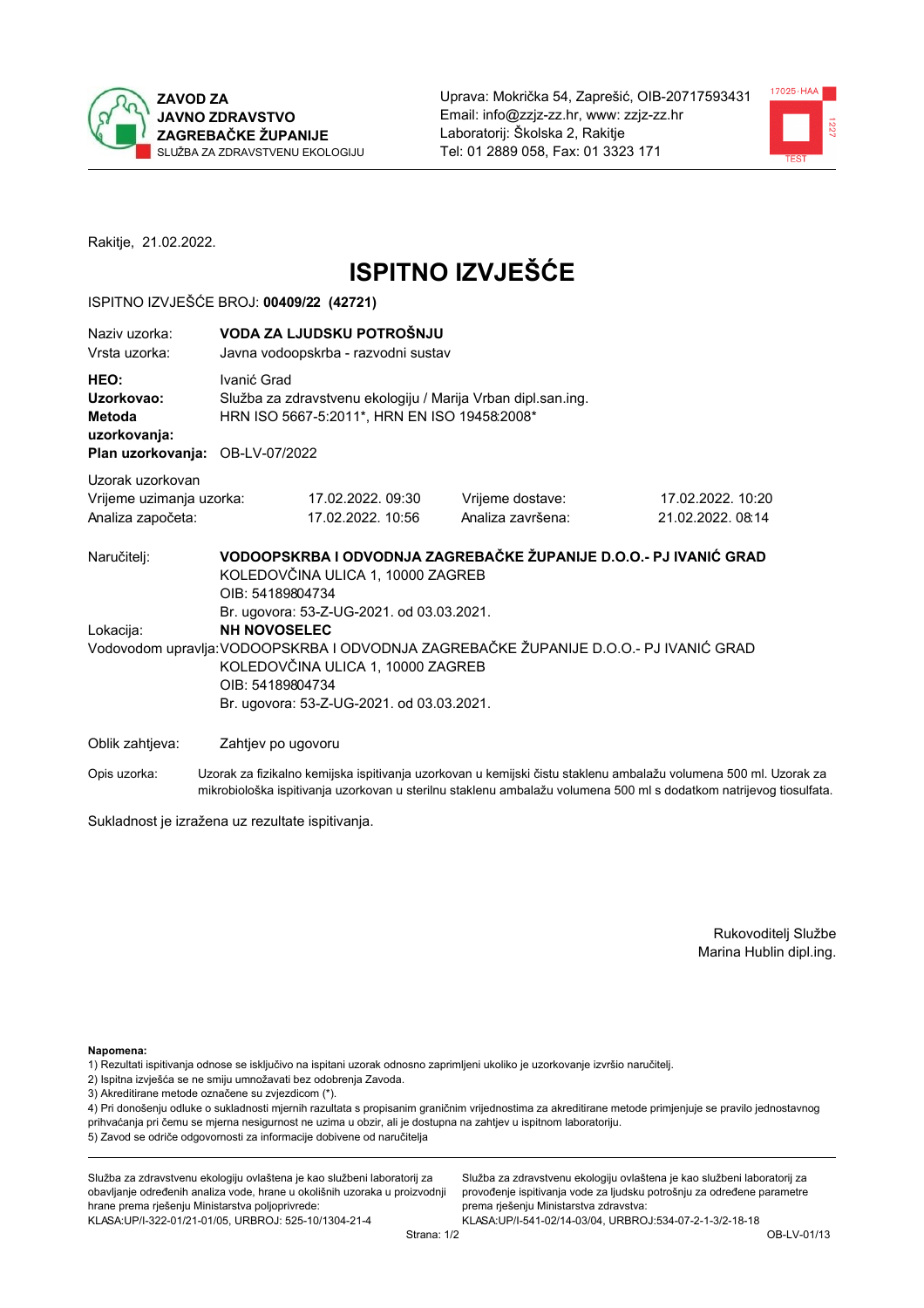ZAVOD ZA JAVNO ZDRAVSTVO ZAGREBAČKE ŽUPANIJE
SLUŽBA ZA ZDRAVSTVENU EKOLOGIJU

Uprava: Mokrička 54, Zaprešić, OIB-20717593431
Email: info@zzjz-zz.hr, www: zzjz-zz.hr
Laboratorij: Školska 2, Rakitje
Tel: 01 2889 058, Fax: 01 3323 171

Rakitje, 21.02.2022.

# ISPITNO IZVJEŠĆE

ISPITNO IZVJEŠĆE BROJ: **00409/22 (42721)**

| | |
|---|---|
| Naziv uzorka: | **VODA ZA LJUDSKU POTROŠNJU** |
| Vrsta uzorka: | Javna vodoopskrba - razvodni sustav |
| **HEO:** | Ivanić Grad |
| **Uzorkovao:** | Služba za zdravstvenu ekologiju / Marija Vrban dipl.san.ing. |
| **Metoda uzorkovanja:** | HRN ISO 5667-5:2011*, HRN EN ISO 19458:2008* |
| **Plan uzorkovanja:** | OB-LV-07/2022 |

Uzorak uzorkovan

| | | | |
|---|---|---|---|
| Vrijeme uzimanja uzorka: | 17.02.2022. 09:30 | Vrijeme dostave: | 17.02.2022. 10:20 |
| Analiza započeta: | 17.02.2022. 10:56 | Analiza završena: | 21.02.2022. 08:14 |

Naručitelj: **VODOOPSKRBA I ODVODNJA ZAGREBAČKE ŽUPANIJE D.O.O.- PJ IVANIĆ GRAD**
KOLEDOVČINA ULICA 1, 10000 ZAGREB
OIB: 54189804734
Br. ugovora: 53-Z-UG-2021. od 03.03.2021.

Lokacija: **NH NOVOSELEC**

Vodovodom upravlja: VODOOPSKRBA I ODVODNJA ZAGREBAČKE ŽUPANIJE D.O.O.- PJ IVANIĆ GRAD
KOLEDOVČINA ULICA 1, 10000 ZAGREB
OIB: 54189804734
Br. ugovora: 53-Z-UG-2021. od 03.03.2021.

Oblik zahtjeva: Zahtjev po ugovoru

Opis uzorka: Uzorak za fizikalno kemijska ispitivanja uzorkovan u kemijski čistu staklenu ambalažu volumena 500 ml. Uzorak za mikrobiološka ispitivanja uzorkovan u sterilnu staklenu ambalažu volumena 500 ml s dodatkom natrijevog tiosulfata.

Sukladnost je izražena uz rezultate ispitivanja.

Rukovoditelj Službe
Marina Hublin dipl.ing.

**Napomena:**
1) Rezultati ispitivanja odnose se isključivo na ispitani uzorak odnosno zaprimljeni ukoliko je uzorkovanje izvršio naručitelj.
2) Ispitna izvješća se ne smiju umnožavati bez odobrenja Zavoda.
3) Akreditirane metode označene su zvjezdicom (*).
4) Pri donošenju odluke o sukladnosti mjernih rezultata s propisanim graničnim vrijednostima za akreditirane metode primjenjuje se pravilo jednostavnog prihvaćanja pri čemu se mjerna nesigurnost ne uzima u obzir, ali je dostupna na zahtjev u ispitnom laboratoriju.
5) Zavod se odriče odgovornosti za informacije dobivene od naručitelja

Služba za zdravstvenu ekologiju ovlaštena je kao službeni laboratorij za obavljanje određenih analiza vode, hrane u okolišnih uzoraka u proizvodnji hrane prema rješenju Ministarstva poljoprivrede:
KLASA:UP/I-322-01/21-01/05, URBROJ: 525-10/1304-21-4

Služba za zdravstvenu ekologiju ovlaštena je kao službeni laboratorij za provođenje ispitivanja vode za ljudsku potrošnju za određene parametre prema rješenju Ministarstva zdravstva:
KLASA:UP/I-541-02/14-03/04, URBROJ:534-07-2-1-3/2-18-18

OB-LV-01/13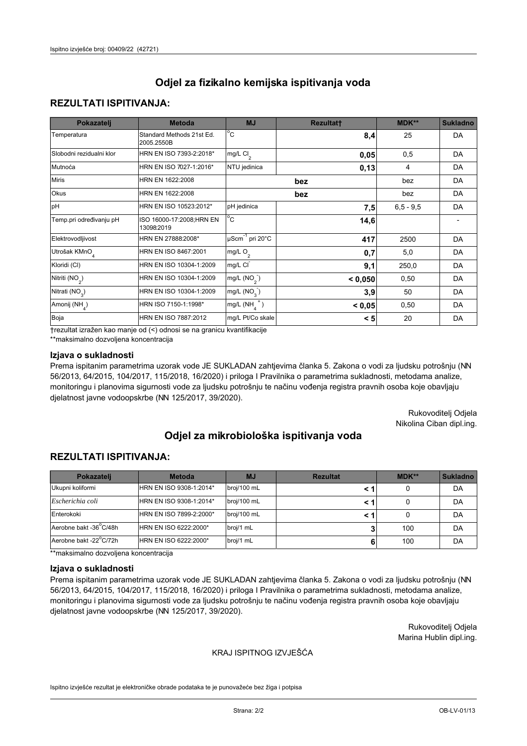# Odjel za fizikalno kemijska ispitivanja voda

## REZULTATI ISPITIVANJA:

| Pokazatelj | Metoda | MJ | Rezultat† | MDK** | Sukladno |
|---|---|---|---|---|---|
| Temperatura | Standard Methods 21st Ed. 2005.2550B | °C | 8,4 | 25 | DA |
| Slobodni rezidualni klor | HRN EN ISO 7393-2:2018* | mg/L $Cl_2$ | 0,05 | 0,5 | DA |
| Mutnoća | HRN EN ISO 7027-1:2016* | NTU jedinica | 0,13 | 4 | DA |
| Miris | HRN EN 1622:2008 | | bez | bez | DA |
| Okus | HRN EN 1622:2008 | | bez | bez | DA |
| pH | HRN EN ISO 10523:2012* | pH jedinica | 7,5 | 6,5 - 9,5 | DA |
| Temp.pri određivanju pH | ISO 16000-17:2008;HRN EN 13098:2019 | °C | 14,6 | | - |
| Elektrovodljivost | HRN EN 27888:2008* | $\mu Scm^{-1}$ pri 20°C | 417 | 2500 | DA |
| Utrošak $KMnO_4$ | HRN EN ISO 8467:2001 | mg/L $O_2$ | 0,7 | 5,0 | DA |
| Kloridi (Cl) | HRN EN ISO 10304-1:2009 | mg/L $Cl^-$ | 9,1 | 250,0 | DA |
| Nitriti ($NO_2$) | HRN EN ISO 10304-1:2009 | mg/L ($NO_2^-$) | < 0,050 | 0,50 | DA |
| Nitrati ($NO_3$) | HRN EN ISO 10304-1:2009 | mg/L ($NO_3^-$) | 3,9 | 50 | DA |
| Amonij ($NH_4$) | HRN ISO 7150-1:1998* | mg/L ($NH_4^+$) | < 0,05 | 0,50 | DA |
| Boja | HRN EN ISO 7887:2012 | mg/L Pt/Co skale | < 5 | 20 | DA |

†rezultat izražen kao manje od (<) odnosi se na granicu kvantifikacije

**maksimalno dozvoljena koncentracija

### Izjava o sukladnosti

Prema ispitanim parametrima uzorak vode JE SUKLADAN zahtjevima članka 5. Zakona o vodi za ljudsku potrošnju (NN 56/2013, 64/2015, 104/2017, 115/2018, 16/2020) i priloga I Pravilnika o parametrima sukladnosti, metodama analize, monitoringu i planovima sigurnosti vode za ljudsku potrošnju te načinu vođenja registra pravnih osoba koje obavljaju djelatnost javne vodoopskrbe (NN 125/2017, 39/2020).

Rukovoditelj Odjela
Nikolina Ciban dipl.ing.

# Odjel za mikrobiološka ispitivanja voda

## REZULTATI ISPITIVANJA:

| Pokazatelj | Metoda | MJ | Rezultat | MDK** | Sukladno |
|---|---|---|---|---|---|
| Ukupni koliformi | HRN EN ISO 9308-1:2014* | broj/100 mL | < 1 | 0 | DA |
| *Escherichia coli* | HRN EN ISO 9308-1:2014* | broj/100 mL | < 1 | 0 | DA |
| Enterokoki | HRN EN ISO 7899-2:2000* | broj/100 mL | < 1 | 0 | DA |
| Aerobne bakt -36°C/48h | HRN EN ISO 6222:2000* | broj/1 mL | 3 | 100 | DA |
| Aerobne bakt -22°C/72h | HRN EN ISO 6222:2000* | broj/1 mL | 6 | 100 | DA |

**maksimalno dozvoljena koncentracija

### Izjava o sukladnosti

Prema ispitanim parametrima uzorak vode JE SUKLADAN zahtjevima članka 5. Zakona o vodi za ljudsku potrošnju (NN 56/2013, 64/2015, 104/2017, 115/2018, 16/2020) i priloga I Pravilnika o parametrima sukladnosti, metodama analize, monitoringu i planovima sigurnosti vode za ljudsku potrošnju te načinu vođenja registra pravnih osoba koje obavljaju djelatnost javne vodoopskrbe (NN 125/2017, 39/2020).

Rukovoditelj Odjela
Marina Hublin dipl.ing.

KRAJ ISPITNOG IZVJEŠĆA